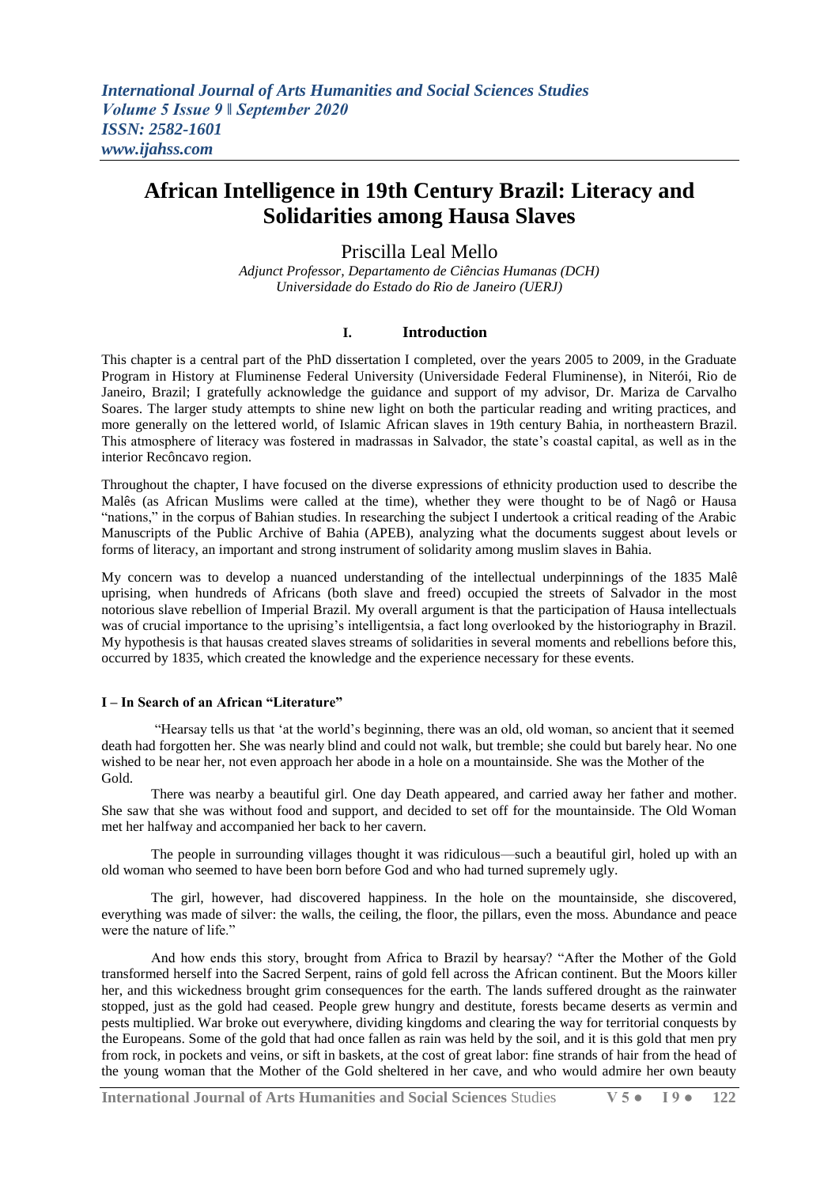# African Intelligence in 19th Century Brazil: Literacy and Solidarities among Hausa Slaves

Priscilla Leal Mello

*Adjunct Professor, Departamento de Ciências Humanas (DCH)*
*Universidade do Estado do Rio de Janeiro (UERJ)*

## I. Introduction

This chapter is a central part of the PhD dissertation I completed, over the years 2005 to 2009, in the Graduate Program in History at Fluminense Federal University (Universidade Federal Fluminense), in Niterói, Rio de Janeiro, Brazil; I gratefully acknowledge the guidance and support of my advisor, Dr. Mariza de Carvalho Soares. The larger study attempts to shine new light on both the particular reading and writing practices, and more generally on the lettered world, of Islamic African slaves in 19th century Bahia, in northeastern Brazil. This atmosphere of literacy was fostered in madrassas in Salvador, the state's coastal capital, as well as in the interior Recôncavo region.

Throughout the chapter, I have focused on the diverse expressions of ethnicity production used to describe the Malês (as African Muslims were called at the time), whether they were thought to be of Nagô or Hausa "nations," in the corpus of Bahian studies. In researching the subject I undertook a critical reading of the Arabic Manuscripts of the Public Archive of Bahia (APEB), analyzing what the documents suggest about levels or forms of literacy, an important and strong instrument of solidarity among muslim slaves in Bahia.

My concern was to develop a nuanced understanding of the intellectual underpinnings of the 1835 Malê uprising, when hundreds of Africans (both slave and freed) occupied the streets of Salvador in the most notorious slave rebellion of Imperial Brazil. My overall argument is that the participation of Hausa intellectuals was of crucial importance to the uprising's intelligentsia, a fact long overlooked by the historiography in Brazil. My hypothesis is that hausas created slaves streams of solidarities in several moments and rebellions before this, occurred by 1835, which created the knowledge and the experience necessary for these events.

### I – In Search of an African "Literature"

"Hearsay tells us that 'at the world's beginning, there was an old, old woman, so ancient that it seemed death had forgotten her. She was nearly blind and could not walk, but tremble; she could but barely hear. No one wished to be near her, not even approach her abode in a hole on a mountainside. She was the Mother of the Gold.

There was nearby a beautiful girl. One day Death appeared, and carried away her father and mother. She saw that she was without food and support, and decided to set off for the mountainside. The Old Woman met her halfway and accompanied her back to her cavern.

The people in surrounding villages thought it was ridiculous—such a beautiful girl, holed up with an old woman who seemed to have been born before God and who had turned supremely ugly.

The girl, however, had discovered happiness. In the hole on the mountainside, she discovered, everything was made of silver: the walls, the ceiling, the floor, the pillars, even the moss. Abundance and peace were the nature of life."

And how ends this story, brought from Africa to Brazil by hearsay? "After the Mother of the Gold transformed herself into the Sacred Serpent, rains of gold fell across the African continent. But the Moors killer her, and this wickedness brought grim consequences for the earth. The lands suffered drought as the rainwater stopped, just as the gold had ceased. People grew hungry and destitute, forests became deserts as vermin and pests multiplied. War broke out everywhere, dividing kingdoms and clearing the way for territorial conquests by the Europeans. Some of the gold that had once fallen as rain was held by the soil, and it is this gold that men pry from rock, in pockets and veins, or sift in baskets, at the cost of great labor: fine strands of hair from the head of the young woman that the Mother of the Gold sheltered in her cave, and who would admire her own beauty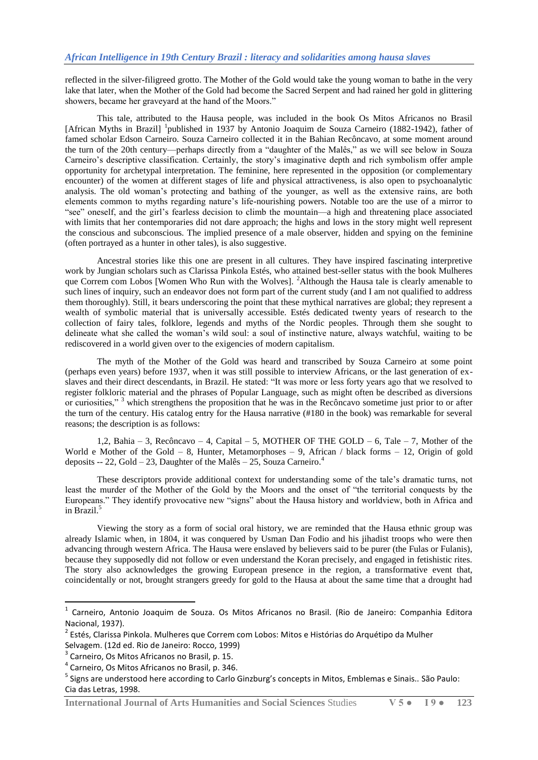reflected in the silver-filigreed grotto. The Mother of the Gold would take the young woman to bathe in the very lake that later, when the Mother of the Gold had become the Sacred Serpent and had rained her gold in glittering showers, became her graveyard at the hand of the Moors."

This tale, attributed to the Hausa people, was included in the book Os Mitos Africanos no Brasil [African Myths in Brazil] [1]published in 1937 by Antonio Joaquim de Souza Carneiro (1882-1942), father of famed scholar Edson Carneiro. Souza Carneiro collected it in the Bahian Recôncavo, at some moment around the turn of the 20th century—perhaps directly from a "daughter of the Malês," as we will see below in Souza Carneiro's descriptive classification. Certainly, the story's imaginative depth and rich symbolism offer ample opportunity for archetypal interpretation. The feminine, here represented in the opposition (or complementary encounter) of the women at different stages of life and physical attractiveness, is also open to psychoanalytic analysis. The old woman's protecting and bathing of the younger, as well as the extensive rains, are both elements common to myths regarding nature's life-nourishing powers. Notable too are the use of a mirror to "see" oneself, and the girl's fearless decision to climb the mountain—a high and threatening place associated with limits that her contemporaries did not dare approach; the highs and lows in the story might well represent the conscious and subconscious. The implied presence of a male observer, hidden and spying on the feminine (often portrayed as a hunter in other tales), is also suggestive.

Ancestral stories like this one are present in all cultures. They have inspired fascinating interpretive work by Jungian scholars such as Clarissa Pinkola Estés, who attained best-seller status with the book Mulheres que Correm com Lobos [Women Who Run with the Wolves]. [2]Although the Hausa tale is clearly amenable to such lines of inquiry, such an endeavor does not form part of the current study (and I am not qualified to address them thoroughly). Still, it bears underscoring the point that these mythical narratives are global; they represent a wealth of symbolic material that is universally accessible. Estés dedicated twenty years of research to the collection of fairy tales, folklore, legends and myths of the Nordic peoples. Through them she sought to delineate what she called the woman's wild soul: a soul of instinctive nature, always watchful, waiting to be rediscovered in a world given over to the exigencies of modern capitalism.

The myth of the Mother of the Gold was heard and transcribed by Souza Carneiro at some point (perhaps even years) before 1937, when it was still possible to interview Africans, or the last generation of ex-slaves and their direct descendants, in Brazil. He stated: "It was more or less forty years ago that we resolved to register folkloric material and the phrases of Popular Language, such as might often be described as diversions or curiosities," [3] which strengthens the proposition that he was in the Recôncavo sometime just prior to or after the turn of the century. His catalog entry for the Hausa narrative (#180 in the book) was remarkable for several reasons; the description is as follows:

1,2, Bahia – 3, Recôncavo – 4, Capital – 5, MOTHER OF THE GOLD – 6, Tale – 7, Mother of the World e Mother of the Gold – 8, Hunter, Metamorphoses – 9, African / black forms – 12, Origin of gold deposits -- 22, Gold – 23, Daughter of the Malês – 25, Souza Carneiro.[4]

These descriptors provide additional context for understanding some of the tale's dramatic turns, not least the murder of the Mother of the Gold by the Moors and the onset of "the territorial conquests by the Europeans." They identify provocative new "signs" about the Hausa history and worldview, both in Africa and in Brazil.[5]

Viewing the story as a form of social oral history, we are reminded that the Hausa ethnic group was already Islamic when, in 1804, it was conquered by Usman Dan Fodio and his jihadist troops who were then advancing through western Africa. The Hausa were enslaved by believers said to be purer (the Fulas or Fulanis), because they supposedly did not follow or even understand the Koran precisely, and engaged in fetishistic rites. The story also acknowledges the growing European presence in the region, a transformative event that, coincidentally or not, brought strangers greedy for gold to the Hausa at about the same time that a drought had

---

[1] Carneiro, Antonio Joaquim de Souza. Os Mitos Africanos no Brasil. (Rio de Janeiro: Companhia Editora Nacional, 1937).

[2] Estés, Clarissa Pinkola. Mulheres que Correm com Lobos: Mitos e Histórias do Arquétipo da Mulher Selvagem. (12d ed. Rio de Janeiro: Rocco, 1999)

[3] Carneiro, Os Mitos Africanos no Brasil, p. 15.

[4] Carneiro, Os Mitos Africanos no Brasil, p. 346.

[5] Signs are understood here according to Carlo Ginzburg's concepts in Mitos, Emblemas e Sinais.. São Paulo: Cia das Letras, 1998.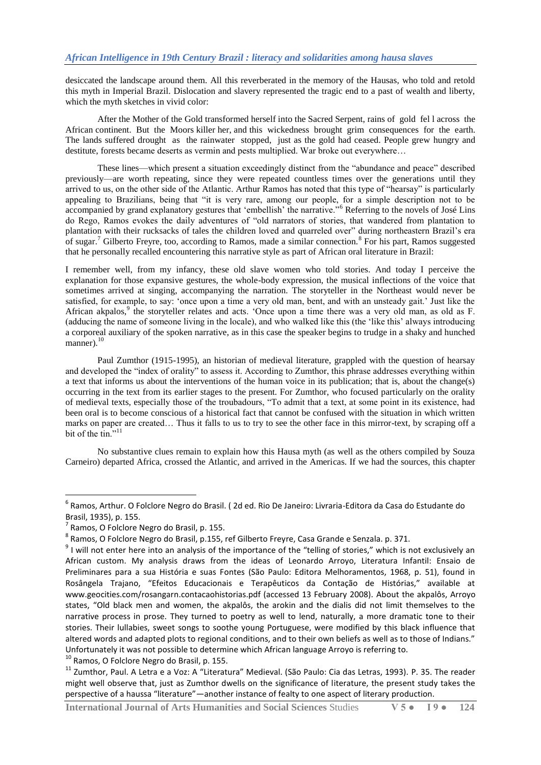desiccated the landscape around them. All this reverberated in the memory of the Hausas, who told and retold this myth in Imperial Brazil. Dislocation and slavery represented the tragic end to a past of wealth and liberty, which the myth sketches in vivid color:

After the Mother of the Gold transformed herself into the Sacred Serpent, rains of gold fel l across the African continent. But the Moors killer her, and this wickedness brought grim consequences for the earth. The lands suffered drought as the rainwater stopped, just as the gold had ceased. People grew hungry and destitute, forests became deserts as vermin and pests multiplied. War broke out everywhere…

These lines—which present a situation exceedingly distinct from the "abundance and peace" described previously—are worth repeating, since they were repeated countless times over the generations until they arrived to us, on the other side of the Atlantic. Arthur Ramos has noted that this type of "hearsay" is particularly appealing to Brazilians, being that "it is very rare, among our people, for a simple description not to be accompanied by grand explanatory gestures that 'embellish' the narrative."[6] Referring to the novels of José Lins do Rego, Ramos evokes the daily adventures of "old narrators of stories, that wandered from plantation to plantation with their rucksacks of tales the children loved and quarreled over" during northeastern Brazil's era of sugar.[7] Gilberto Freyre, too, according to Ramos, made a similar connection.[8] For his part, Ramos suggested that he personally recalled encountering this narrative style as part of African oral literature in Brazil:

I remember well, from my infancy, these old slave women who told stories. And today I perceive the explanation for those expansive gestures, the whole-body expression, the musical inflections of the voice that sometimes arrived at singing, accompanying the narration. The storyteller in the Northeast would never be satisfied, for example, to say: 'once upon a time a very old man, bent, and with an unsteady gait.' Just like the African akpalos,[9] the storyteller relates and acts. 'Once upon a time there was a very old man, as old as F. (adducing the name of someone living in the locale), and who walked like this (the 'like this' always introducing a corporeal auxiliary of the spoken narrative, as in this case the speaker begins to trudge in a shaky and hunched manner).[10]

Paul Zumthor (1915-1995), an historian of medieval literature, grappled with the question of hearsay and developed the "index of orality" to assess it. According to Zumthor, this phrase addresses everything within a text that informs us about the interventions of the human voice in its publication; that is, about the change(s) occurring in the text from its earlier stages to the present. For Zumthor, who focused particularly on the orality of medieval texts, especially those of the troubadours, "To admit that a text, at some point in its existence, had been oral is to become conscious of a historical fact that cannot be confused with the situation in which written marks on paper are created… Thus it falls to us to try to see the other face in this mirror-text, by scraping off a bit of the tin."[11]

No substantive clues remain to explain how this Hausa myth (as well as the others compiled by Souza Carneiro) departed Africa, crossed the Atlantic, and arrived in the Americas. If we had the sources, this chapter

---

[6] Ramos, Arthur. O Folclore Negro do Brasil. ( 2d ed. Rio De Janeiro: Livraria-Editora da Casa do Estudante do Brasil, 1935), p. 155.

[7] Ramos, O Folclore Negro do Brasil, p. 155.

[8] Ramos, O Folclore Negro do Brasil, p.155, ref Gilberto Freyre, Casa Grande e Senzala. p. 371.

[9] I will not enter here into an analysis of the importance of the "telling of stories," which is not exclusively an African custom. My analysis draws from the ideas of Leonardo Arroyo, Literatura Infantil: Ensaio de Preliminares para a sua História e suas Fontes (São Paulo: Editora Melhoramentos, 1968, p. 51), found in Rosângela Trajano, "Efeitos Educacionais e Terapêuticos da Contação de Histórias," available at www.geocities.com/rosangarn.contacaohistorias.pdf (accessed 13 February 2008). About the akpalôs, Arroyo states, "Old black men and women, the akpalôs, the arokin and the dialis did not limit themselves to the narrative process in prose. They turned to poetry as well to lend, naturally, a more dramatic tone to their stories. Their lullabies, sweet songs to soothe young Portuguese, were modified by this black influence that altered words and adapted plots to regional conditions, and to their own beliefs as well as to those of Indians." Unfortunately it was not possible to determine which African language Arroyo is referring to.

[10] Ramos, O Folclore Negro do Brasil, p. 155.

[11] Zumthor, Paul. A Letra e a Voz: A "Literatura" Medieval. (São Paulo: Cia das Letras, 1993). P. 35. The reader might well observe that, just as Zumthor dwells on the significance of literature, the present study takes the perspective of a haussa "literature"—another instance of fealty to one aspect of literary production.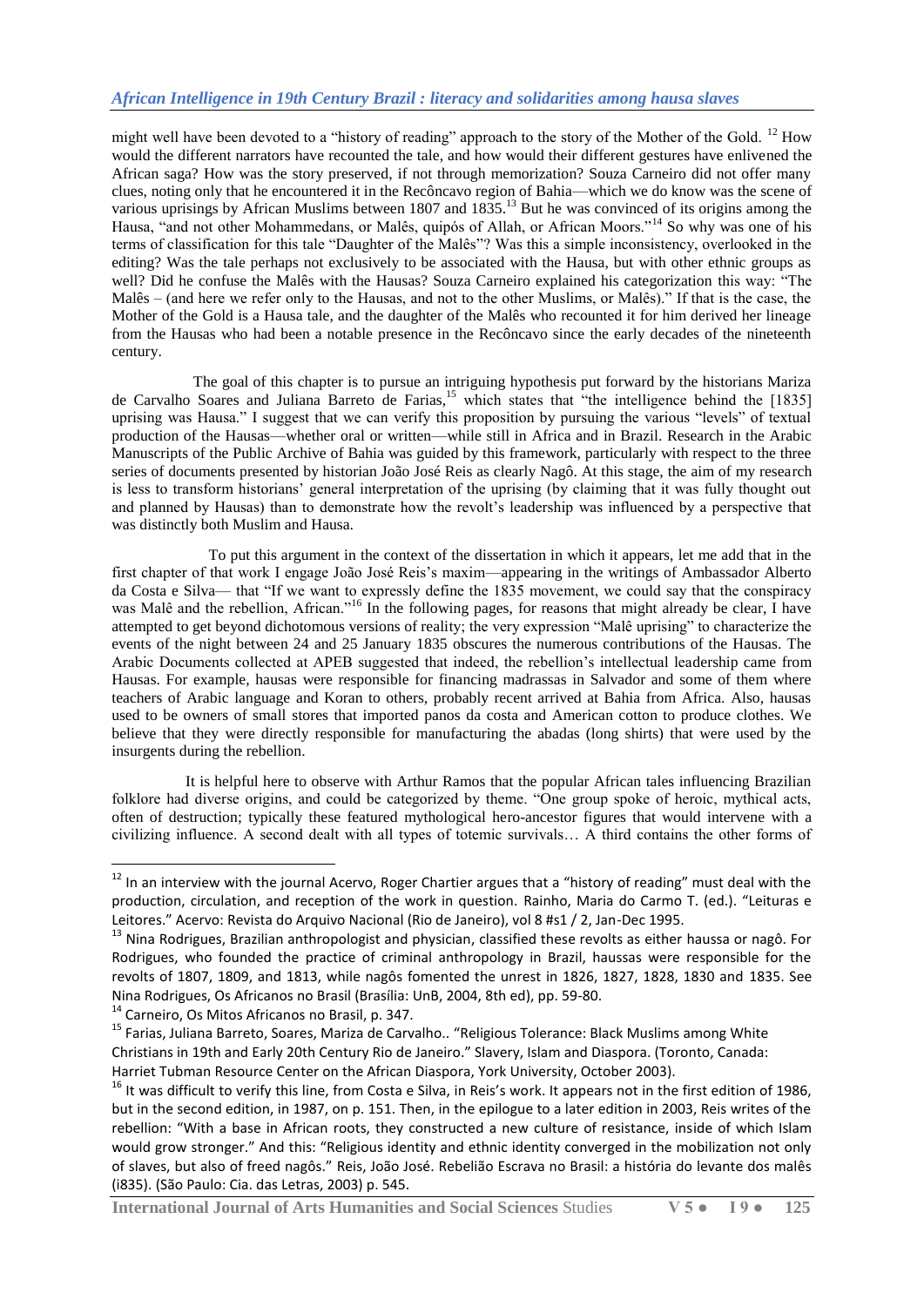might well have been devoted to a "history of reading" approach to the story of the Mother of the Gold. [12] How would the different narrators have recounted the tale, and how would their different gestures have enlivened the African saga? How was the story preserved, if not through memorization? Souza Carneiro did not offer many clues, noting only that he encountered it in the Recôncavo region of Bahia—which we do know was the scene of various uprisings by African Muslims between 1807 and 1835.[13] But he was convinced of its origins among the Hausa, "and not other Mohammedans, or Malês, quipós of Allah, or African Moors."[14] So why was one of his terms of classification for this tale "Daughter of the Malês"? Was this a simple inconsistency, overlooked in the editing? Was the tale perhaps not exclusively to be associated with the Hausa, but with other ethnic groups as well? Did he confuse the Malês with the Hausas? Souza Carneiro explained his categorization this way: "The Malês – (and here we refer only to the Hausas, and not to the other Muslims, or Malês)." If that is the case, the Mother of the Gold is a Hausa tale, and the daughter of the Malês who recounted it for him derived her lineage from the Hausas who had been a notable presence in the Recôncavo since the early decades of the nineteenth century.

The goal of this chapter is to pursue an intriguing hypothesis put forward by the historians Mariza de Carvalho Soares and Juliana Barreto de Farias,[15] which states that "the intelligence behind the [1835] uprising was Hausa." I suggest that we can verify this proposition by pursuing the various "levels" of textual production of the Hausas—whether oral or written—while still in Africa and in Brazil. Research in the Arabic Manuscripts of the Public Archive of Bahia was guided by this framework, particularly with respect to the three series of documents presented by historian João José Reis as clearly Nagô. At this stage, the aim of my research is less to transform historians' general interpretation of the uprising (by claiming that it was fully thought out and planned by Hausas) than to demonstrate how the revolt's leadership was influenced by a perspective that was distinctly both Muslim and Hausa.

To put this argument in the context of the dissertation in which it appears, let me add that in the first chapter of that work I engage João José Reis's maxim—appearing in the writings of Ambassador Alberto da Costa e Silva— that "If we want to expressly define the 1835 movement, we could say that the conspiracy was Malê and the rebellion, African."[16] In the following pages, for reasons that might already be clear, I have attempted to get beyond dichotomous versions of reality; the very expression "Malê uprising" to characterize the events of the night between 24 and 25 January 1835 obscures the numerous contributions of the Hausas. The Arabic Documents collected at APEB suggested that indeed, the rebellion's intellectual leadership came from Hausas. For example, hausas were responsible for financing madrassas in Salvador and some of them where teachers of Arabic language and Koran to others, probably recent arrived at Bahia from Africa. Also, hausas used to be owners of small stores that imported panos da costa and American cotton to produce clothes. We believe that they were directly responsible for manufacturing the abadas (long shirts) that were used by the insurgents during the rebellion.

It is helpful here to observe with Arthur Ramos that the popular African tales influencing Brazilian folklore had diverse origins, and could be categorized by theme. "One group spoke of heroic, mythical acts, often of destruction; typically these featured mythological hero-ancestor figures that would intervene with a civilizing influence. A second dealt with all types of totemic survivals… A third contains the other forms of

---

[12] In an interview with the journal Acervo, Roger Chartier argues that a "history of reading" must deal with the production, circulation, and reception of the work in question. Rainho, Maria do Carmo T. (ed.). "Leituras e Leitores." Acervo: Revista do Arquivo Nacional (Rio de Janeiro), vol 8 #s1 / 2, Jan-Dec 1995.

[13] Nina Rodrigues, Brazilian anthropologist and physician, classified these revolts as either haussa or nagô. For Rodrigues, who founded the practice of criminal anthropology in Brazil, haussas were responsible for the revolts of 1807, 1809, and 1813, while nagôs fomented the unrest in 1826, 1827, 1828, 1830 and 1835. See Nina Rodrigues, Os Africanos no Brasil (Brasília: UnB, 2004, 8th ed), pp. 59-80.

[14] Carneiro, Os Mitos Africanos no Brasil, p. 347.

[15] Farias, Juliana Barreto, Soares, Mariza de Carvalho.. "Religious Tolerance: Black Muslims among White Christians in 19th and Early 20th Century Rio de Janeiro." Slavery, Islam and Diaspora. (Toronto, Canada: Harriet Tubman Resource Center on the African Diaspora, York University, October 2003).

[16] It was difficult to verify this line, from Costa e Silva, in Reis's work. It appears not in the first edition of 1986, but in the second edition, in 1987, on p. 151. Then, in the epilogue to a later edition in 2003, Reis writes of the rebellion: "With a base in African roots, they constructed a new culture of resistance, inside of which Islam would grow stronger." And this: "Religious identity and ethnic identity converged in the mobilization not only of slaves, but also of freed nagôs." Reis, João José. Rebelião Escrava no Brasil: a história do levante dos malês (i835). (São Paulo: Cia. das Letras, 2003) p. 545.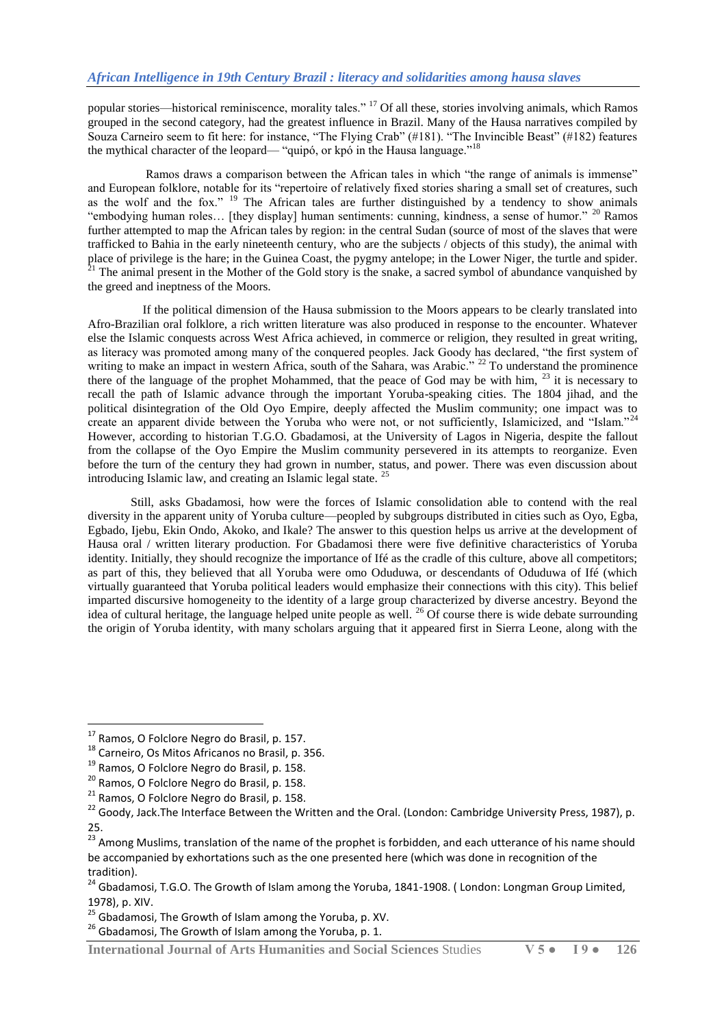popular stories—historical reminiscence, morality tales." [17] Of all these, stories involving animals, which Ramos grouped in the second category, had the greatest influence in Brazil. Many of the Hausa narratives compiled by Souza Carneiro seem to fit here: for instance, "The Flying Crab" (#181). "The Invincible Beast" (#182) features the mythical character of the leopard— "quipó, or kpó in the Hausa language."[18]

Ramos draws a comparison between the African tales in which "the range of animals is immense" and European folklore, notable for its "repertoire of relatively fixed stories sharing a small set of creatures, such as the wolf and the fox." [19] The African tales are further distinguished by a tendency to show animals "embodying human roles… [they display] human sentiments: cunning, kindness, a sense of humor." [20] Ramos further attempted to map the African tales by region: in the central Sudan (source of most of the slaves that were trafficked to Bahia in the early nineteenth century, who are the subjects / objects of this study), the animal with place of privilege is the hare; in the Guinea Coast, the pygmy antelope; in the Lower Niger, the turtle and spider. [21] The animal present in the Mother of the Gold story is the snake, a sacred symbol of abundance vanquished by the greed and ineptness of the Moors.

If the political dimension of the Hausa submission to the Moors appears to be clearly translated into Afro-Brazilian oral folklore, a rich written literature was also produced in response to the encounter. Whatever else the Islamic conquests across West Africa achieved, in commerce or religion, they resulted in great writing, as literacy was promoted among many of the conquered peoples. Jack Goody has declared, "the first system of writing to make an impact in western Africa, south of the Sahara, was Arabic." [22] To understand the prominence there of the language of the prophet Mohammed, that the peace of God may be with him, [23] it is necessary to recall the path of Islamic advance through the important Yoruba-speaking cities. The 1804 jihad, and the political disintegration of the Old Oyo Empire, deeply affected the Muslim community; one impact was to create an apparent divide between the Yoruba who were not, or not sufficiently, Islamicized, and "Islam."[24] However, according to historian T.G.O. Gbadamosi, at the University of Lagos in Nigeria, despite the fallout from the collapse of the Oyo Empire the Muslim community persevered in its attempts to reorganize. Even before the turn of the century they had grown in number, status, and power. There was even discussion about introducing Islamic law, and creating an Islamic legal state. [25]

Still, asks Gbadamosi, how were the forces of Islamic consolidation able to contend with the real diversity in the apparent unity of Yoruba culture—peopled by subgroups distributed in cities such as Oyo, Egba, Egbado, Ijebu, Ekin Ondo, Akoko, and Ikale? The answer to this question helps us arrive at the development of Hausa oral / written literary production. For Gbadamosi there were five definitive characteristics of Yoruba identity. Initially, they should recognize the importance of Ifé as the cradle of this culture, above all competitors; as part of this, they believed that all Yoruba were omo Oduduwa, or descendants of Oduduwa of Ifé (which virtually guaranteed that Yoruba political leaders would emphasize their connections with this city). This belief imparted discursive homogeneity to the identity of a large group characterized by diverse ancestry. Beyond the idea of cultural heritage, the language helped unite people as well. [26] Of course there is wide debate surrounding the origin of Yoruba identity, with many scholars arguing that it appeared first in Sierra Leone, along with the

---

[17] Ramos, O Folclore Negro do Brasil, p. 157.

[18] Carneiro, Os Mitos Africanos no Brasil, p. 356.

[19] Ramos, O Folclore Negro do Brasil, p. 158.

[20] Ramos, O Folclore Negro do Brasil, p. 158.

[21] Ramos, O Folclore Negro do Brasil, p. 158.

[22] Goody, Jack.The Interface Between the Written and the Oral. (London: Cambridge University Press, 1987), p. 25.

[23] Among Muslims, translation of the name of the prophet is forbidden, and each utterance of his name should be accompanied by exhortations such as the one presented here (which was done in recognition of the tradition).

[24] Gbadamosi, T.G.O. The Growth of Islam among the Yoruba, 1841-1908. ( London: Longman Group Limited, 1978), p. XIV.

[25] Gbadamosi, The Growth of Islam among the Yoruba, p. XV.

[26] Gbadamosi, The Growth of Islam among the Yoruba, p. 1.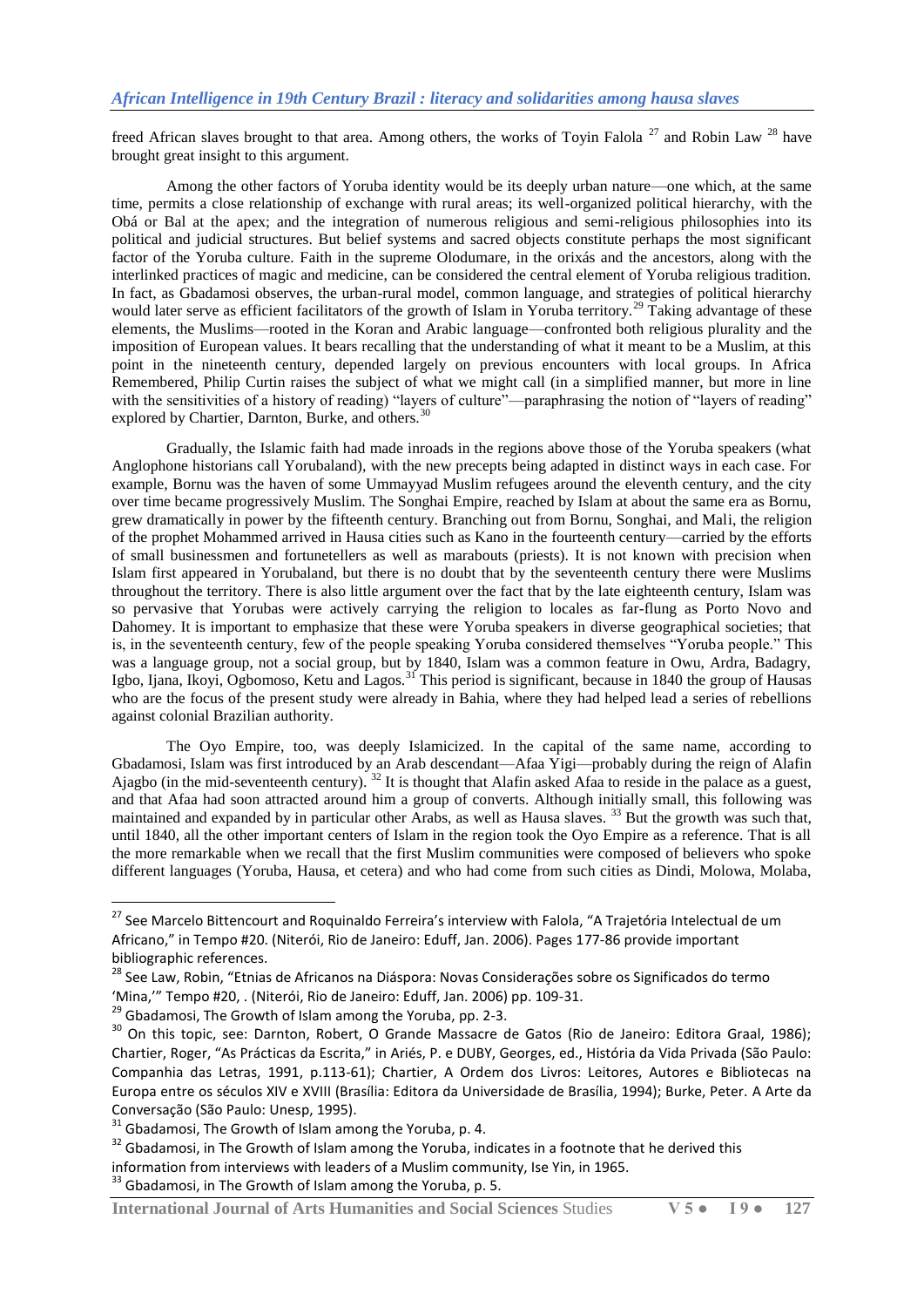freed African slaves brought to that area. Among others, the works of Toyin Falola [27] and Robin Law [28] have brought great insight to this argument.

Among the other factors of Yoruba identity would be its deeply urban nature—one which, at the same time, permits a close relationship of exchange with rural areas; its well-organized political hierarchy, with the Obá or Bal at the apex; and the integration of numerous religious and semi-religious philosophies into its political and judicial structures. But belief systems and sacred objects constitute perhaps the most significant factor of the Yoruba culture. Faith in the supreme Olodumare, in the orixás and the ancestors, along with the interlinked practices of magic and medicine, can be considered the central element of Yoruba religious tradition. In fact, as Gbadamosi observes, the urban-rural model, common language, and strategies of political hierarchy would later serve as efficient facilitators of the growth of Islam in Yoruba territory.[29] Taking advantage of these elements, the Muslims—rooted in the Koran and Arabic language—confronted both religious plurality and the imposition of European values. It bears recalling that the understanding of what it meant to be a Muslim, at this point in the nineteenth century, depended largely on previous encounters with local groups. In Africa Remembered, Philip Curtin raises the subject of what we might call (in a simplified manner, but more in line with the sensitivities of a history of reading) "layers of culture"—paraphrasing the notion of "layers of reading" explored by Chartier, Darnton, Burke, and others.[30]

Gradually, the Islamic faith had made inroads in the regions above those of the Yoruba speakers (what Anglophone historians call Yorubaland), with the new precepts being adapted in distinct ways in each case. For example, Bornu was the haven of some Ummayyad Muslim refugees around the eleventh century, and the city over time became progressively Muslim. The Songhai Empire, reached by Islam at about the same era as Bornu, grew dramatically in power by the fifteenth century. Branching out from Bornu, Songhai, and Mali, the religion of the prophet Mohammed arrived in Hausa cities such as Kano in the fourteenth century—carried by the efforts of small businessmen and fortunetellers as well as marabouts (priests). It is not known with precision when Islam first appeared in Yorubaland, but there is no doubt that by the seventeenth century there were Muslims throughout the territory. There is also little argument over the fact that by the late eighteenth century, Islam was so pervasive that Yorubas were actively carrying the religion to locales as far-flung as Porto Novo and Dahomey. It is important to emphasize that these were Yoruba speakers in diverse geographical societies; that is, in the seventeenth century, few of the people speaking Yoruba considered themselves "Yoruba people." This was a language group, not a social group, but by 1840, Islam was a common feature in Owu, Ardra, Badagry, Igbo, Ijana, Ikoyi, Ogbomoso, Ketu and Lagos.[31] This period is significant, because in 1840 the group of Hausas who are the focus of the present study were already in Bahia, where they had helped lead a series of rebellions against colonial Brazilian authority.

The Oyo Empire, too, was deeply Islamicized. In the capital of the same name, according to Gbadamosi, Islam was first introduced by an Arab descendant—Afaa Yigi—probably during the reign of Alafin Ajagbo (in the mid-seventeenth century). [32] It is thought that Alafin asked Afaa to reside in the palace as a guest, and that Afaa had soon attracted around him a group of converts. Although initially small, this following was maintained and expanded by in particular other Arabs, as well as Hausa slaves. [33] But the growth was such that, until 1840, all the other important centers of Islam in the region took the Oyo Empire as a reference. That is all the more remarkable when we recall that the first Muslim communities were composed of believers who spoke different languages (Yoruba, Hausa, et cetera) and who had come from such cities as Dindi, Molowa, Molaba,

---

[27] See Marcelo Bittencourt and Roquinaldo Ferreira's interview with Falola, "A Trajetória Intelectual de um Africano," in Tempo #20. (Niterói, Rio de Janeiro: Eduff, Jan. 2006). Pages 177-86 provide important bibliographic references.

[28] See Law, Robin, "Etnias de Africanos na Diáspora: Novas Considerações sobre os Significados do termo 'Mina,'" Tempo #20, . (Niterói, Rio de Janeiro: Eduff, Jan. 2006) pp. 109-31.

[29] Gbadamosi, The Growth of Islam among the Yoruba, pp. 2-3.

[30] On this topic, see: Darnton, Robert, O Grande Massacre de Gatos (Rio de Janeiro: Editora Graal, 1986); Chartier, Roger, "As Prácticas da Escrita," in Ariés, P. e DUBY, Georges, ed., História da Vida Privada (São Paulo: Companhia das Letras, 1991, p.113-61); Chartier, A Ordem dos Livros: Leitores, Autores e Bibliotecas na Europa entre os séculos XIV e XVIII (Brasília: Editora da Universidade de Brasília, 1994); Burke, Peter. A Arte da Conversação (São Paulo: Unesp, 1995).

[31] Gbadamosi, The Growth of Islam among the Yoruba, p. 4.

[32] Gbadamosi, in The Growth of Islam among the Yoruba, indicates in a footnote that he derived this information from interviews with leaders of a Muslim community, Ise Yin, in 1965.

[33] Gbadamosi, in The Growth of Islam among the Yoruba, p. 5.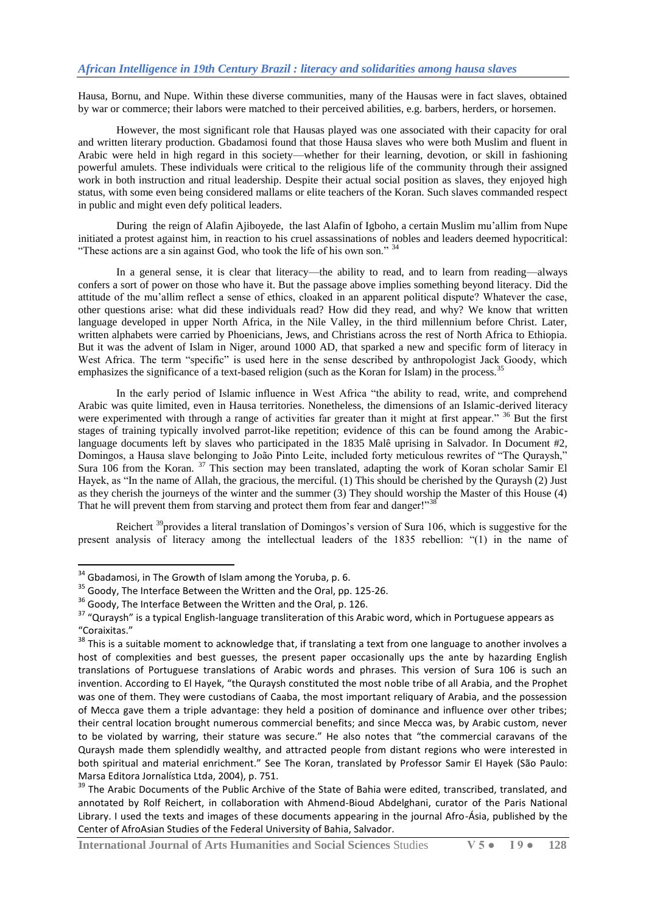Hausa, Bornu, and Nupe. Within these diverse communities, many of the Hausas were in fact slaves, obtained by war or commerce; their labors were matched to their perceived abilities, e.g. barbers, herders, or horsemen.

However, the most significant role that Hausas played was one associated with their capacity for oral and written literary production. Gbadamosi found that those Hausa slaves who were both Muslim and fluent in Arabic were held in high regard in this society—whether for their learning, devotion, or skill in fashioning powerful amulets. These individuals were critical to the religious life of the community through their assigned work in both instruction and ritual leadership. Despite their actual social position as slaves, they enjoyed high status, with some even being considered mallams or elite teachers of the Koran. Such slaves commanded respect in public and might even defy political leaders.

During the reign of Alafin Ajiboyede, the last Alafin of Igboho, a certain Muslim mu'allim from Nupe initiated a protest against him, in reaction to his cruel assassinations of nobles and leaders deemed hypocritical: "These actions are a sin against God, who took the life of his own son." [34]

In a general sense, it is clear that literacy—the ability to read, and to learn from reading—always confers a sort of power on those who have it. But the passage above implies something beyond literacy. Did the attitude of the mu'allim reflect a sense of ethics, cloaked in an apparent political dispute? Whatever the case, other questions arise: what did these individuals read? How did they read, and why? We know that written language developed in upper North Africa, in the Nile Valley, in the third millennium before Christ. Later, written alphabets were carried by Phoenicians, Jews, and Christians across the rest of North Africa to Ethiopia. But it was the advent of Islam in Niger, around 1000 AD, that sparked a new and specific form of literacy in West Africa. The term "specific" is used here in the sense described by anthropologist Jack Goody, which emphasizes the significance of a text-based religion (such as the Koran for Islam) in the process.[35]

In the early period of Islamic influence in West Africa "the ability to read, write, and comprehend Arabic was quite limited, even in Hausa territories. Nonetheless, the dimensions of an Islamic-derived literacy were experimented with through a range of activities far greater than it might at first appear." [36] But the first stages of training typically involved parrot-like repetition; evidence of this can be found among the Arabic-language documents left by slaves who participated in the 1835 Malê uprising in Salvador. In Document #2, Domingos, a Hausa slave belonging to João Pinto Leite, included forty meticulous rewrites of "The Quraysh," Sura 106 from the Koran. [37] This section may been translated, adapting the work of Koran scholar Samir El Hayek, as "In the name of Allah, the gracious, the merciful. (1) This should be cherished by the Quraysh (2) Just as they cherish the journeys of the winter and the summer (3) They should worship the Master of this House (4) That he will prevent them from starving and protect them from fear and danger!"[38]

Reichert [39]provides a literal translation of Domingos's version of Sura 106, which is suggestive for the present analysis of literacy among the intellectual leaders of the 1835 rebellion: "(1) in the name of

---

[34] Gbadamosi, in The Growth of Islam among the Yoruba, p. 6.

[35] Goody, The Interface Between the Written and the Oral, pp. 125-26.

[36] Goody, The Interface Between the Written and the Oral, p. 126.

[37] "Quraysh" is a typical English-language transliteration of this Arabic word, which in Portuguese appears as "Coraixitas."

[38] This is a suitable moment to acknowledge that, if translating a text from one language to another involves a host of complexities and best guesses, the present paper occasionally ups the ante by hazarding English translations of Portuguese translations of Arabic words and phrases. This version of Sura 106 is such an invention. According to El Hayek, "the Quraysh constituted the most noble tribe of all Arabia, and the Prophet was one of them. They were custodians of Caaba, the most important reliquary of Arabia, and the possession of Mecca gave them a triple advantage: they held a position of dominance and influence over other tribes; their central location brought numerous commercial benefits; and since Mecca was, by Arabic custom, never to be violated by warring, their stature was secure." He also notes that "the commercial caravans of the Quraysh made them splendidly wealthy, and attracted people from distant regions who were interested in both spiritual and material enrichment." See The Koran, translated by Professor Samir El Hayek (São Paulo: Marsa Editora Jornalística Ltda, 2004), p. 751.

[39] The Arabic Documents of the Public Archive of the State of Bahia were edited, transcribed, translated, and annotated by Rolf Reichert, in collaboration with Ahmend-Bioud Abdelghani, curator of the Paris National Library. I used the texts and images of these documents appearing in the journal Afro-Ásia, published by the Center of AfroAsian Studies of the Federal University of Bahia, Salvador.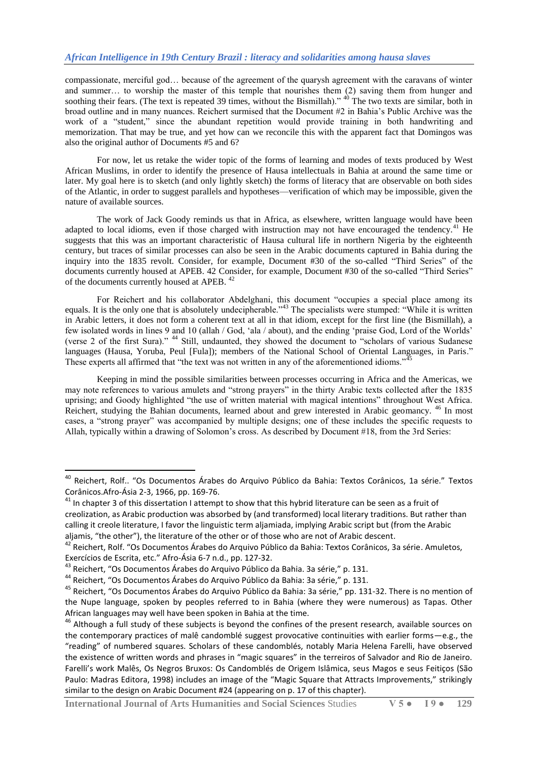compassionate, merciful god… because of the agreement of the quarysh agreement with the caravans of winter and summer… to worship the master of this temple that nourishes them (2) saving them from hunger and soothing their fears. (The text is repeated 39 times, without the Bismillah)." [40] The two texts are similar, both in broad outline and in many nuances. Reichert surmised that the Document #2 in Bahia's Public Archive was the work of a "student," since the abundant repetition would provide training in both handwriting and memorization. That may be true, and yet how can we reconcile this with the apparent fact that Domingos was also the original author of Documents #5 and 6?

For now, let us retake the wider topic of the forms of learning and modes of texts produced by West African Muslims, in order to identify the presence of Hausa intellectuals in Bahia at around the same time or later. My goal here is to sketch (and only lightly sketch) the forms of literacy that are observable on both sides of the Atlantic, in order to suggest parallels and hypotheses—verification of which may be impossible, given the nature of available sources.

The work of Jack Goody reminds us that in Africa, as elsewhere, written language would have been adapted to local idioms, even if those charged with instruction may not have encouraged the tendency.[41] He suggests that this was an important characteristic of Hausa cultural life in northern Nigeria by the eighteenth century, but traces of similar processes can also be seen in the Arabic documents captured in Bahia during the inquiry into the 1835 revolt. Consider, for example, Document #30 of the so-called "Third Series" of the documents currently housed at APEB. 42 Consider, for example, Document #30 of the so-called "Third Series" of the documents currently housed at APEB. [42]

For Reichert and his collaborator Abdelghani, this document "occupies a special place among its equals. It is the only one that is absolutely undecipherable."[43] The specialists were stumped: "While it is written in Arabic letters, it does not form a coherent text at all in that idiom, except for the first line (the Bismillah), a few isolated words in lines 9 and 10 (allah / God, 'ala / about), and the ending 'praise God, Lord of the Worlds' (verse 2 of the first Sura)." [44] Still, undaunted, they showed the document to "scholars of various Sudanese languages (Hausa, Yoruba, Peul [Fula]); members of the National School of Oriental Languages, in Paris." These experts all affirmed that "the text was not written in any of the aforementioned idioms."[45]

Keeping in mind the possible similarities between processes occurring in Africa and the Americas, we may note references to various amulets and "strong prayers" in the thirty Arabic texts collected after the 1835 uprising; and Goody highlighted "the use of written material with magical intentions" throughout West Africa. Reichert, studying the Bahian documents, learned about and grew interested in Arabic geomancy. [46] In most cases, a "strong prayer" was accompanied by multiple designs; one of these includes the specific requests to Allah, typically within a drawing of Solomon's cross. As described by Document #18, from the 3rd Series:

---

[40] Reichert, Rolf.. "Os Documentos Árabes do Arquivo Público da Bahia: Textos Corânicos, 1a série." Textos Corânicos.Afro-Ásia 2-3, 1966, pp. 169-76.

[41] In chapter 3 of this dissertation I attempt to show that this hybrid literature can be seen as a fruit of creolization, as Arabic production was absorbed by (and transformed) local literary traditions. But rather than calling it creole literature, I favor the linguistic term aljamiada, implying Arabic script but (from the Arabic aljamis, "the other"), the literature of the other or of those who are not of Arabic descent.

[42] Reichert, Rolf. "Os Documentos Árabes do Arquivo Público da Bahia: Textos Corânicos, 3a série. Amuletos, Exercícios de Escrita, etc." Afro-Ásia 6-7 n.d., pp. 127-32.

[43] Reichert, "Os Documentos Árabes do Arquivo Público da Bahia. 3a série," p. 131.

[44] Reichert, "Os Documentos Árabes do Arquivo Público da Bahia: 3a série," p. 131.

[45] Reichert, "Os Documentos Árabes do Arquivo Público da Bahia: 3a série," pp. 131-32. There is no mention of the Nupe language, spoken by peoples referred to in Bahia (where they were numerous) as Tapas. Other African languages may well have been spoken in Bahia at the time.

[46] Although a full study of these subjects is beyond the confines of the present research, available sources on the contemporary practices of malê candomblé suggest provocative continuities with earlier forms—e.g., the "reading" of numbered squares. Scholars of these candomblés, notably Maria Helena Farelli, have observed the existence of written words and phrases in "magic squares" in the terreiros of Salvador and Rio de Janeiro. Farelli's work Malês, Os Negros Bruxos: Os Candomblés de Origem Islâmica, seus Magos e seus Feitiços (São Paulo: Madras Editora, 1998) includes an image of the "Magic Square that Attracts Improvements," strikingly similar to the design on Arabic Document #24 (appearing on p. 17 of this chapter).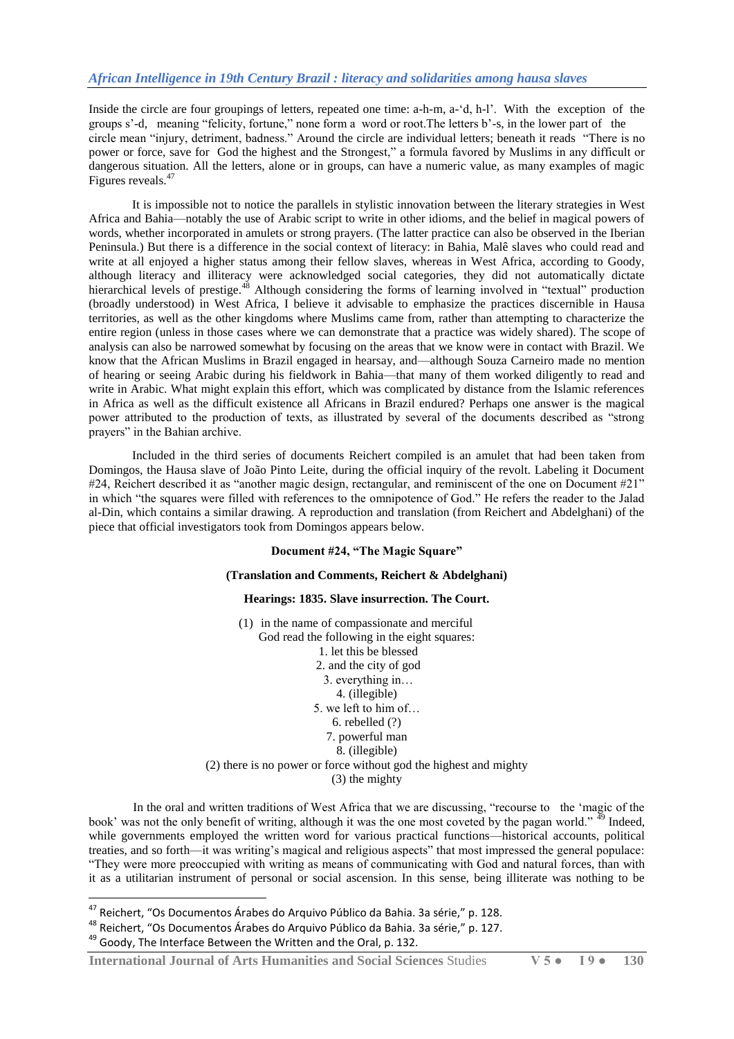Inside the circle are four groupings of letters, repeated one time: a-h-m, a-'d, h-l'. With the exception of the groups s'-d, meaning "felicity, fortune," none form a word or root.The letters b'-s, in the lower part of the circle mean "injury, detriment, badness." Around the circle are individual letters; beneath it reads "There is no power or force, save for God the highest and the Strongest," a formula favored by Muslims in any difficult or dangerous situation. All the letters, alone or in groups, can have a numeric value, as many examples of magic Figures reveals.[47]

It is impossible not to notice the parallels in stylistic innovation between the literary strategies in West Africa and Bahia—notably the use of Arabic script to write in other idioms, and the belief in magical powers of words, whether incorporated in amulets or strong prayers. (The latter practice can also be observed in the Iberian Peninsula.) But there is a difference in the social context of literacy: in Bahia, Malê slaves who could read and write at all enjoyed a higher status among their fellow slaves, whereas in West Africa, according to Goody, although literacy and illiteracy were acknowledged social categories, they did not automatically dictate hierarchical levels of prestige.[48] Although considering the forms of learning involved in "textual" production (broadly understood) in West Africa, I believe it advisable to emphasize the practices discernible in Hausa territories, as well as the other kingdoms where Muslims came from, rather than attempting to characterize the entire region (unless in those cases where we can demonstrate that a practice was widely shared). The scope of analysis can also be narrowed somewhat by focusing on the areas that we know were in contact with Brazil. We know that the African Muslims in Brazil engaged in hearsay, and—although Souza Carneiro made no mention of hearing or seeing Arabic during his fieldwork in Bahia—that many of them worked diligently to read and write in Arabic. What might explain this effort, which was complicated by distance from the Islamic references in Africa as well as the difficult existence all Africans in Brazil endured? Perhaps one answer is the magical power attributed to the production of texts, as illustrated by several of the documents described as "strong prayers" in the Bahian archive.

Included in the third series of documents Reichert compiled is an amulet that had been taken from Domingos, the Hausa slave of João Pinto Leite, during the official inquiry of the revolt. Labeling it Document #24, Reichert described it as "another magic design, rectangular, and reminiscent of the one on Document #21" in which "the squares were filled with references to the omnipotence of God." He refers the reader to the Jalad al-Din, which contains a similar drawing. A reproduction and translation (from Reichert and Abdelghani) of the piece that official investigators took from Domingos appears below.

**Document #24, "The Magic Square"**

**(Translation and Comments, Reichert & Abdelghani)**

**Hearings: 1835. Slave insurrection. The Court.**

(1) in the name of compassionate and merciful
God read the following in the eight squares:
1. let this be blessed
2. and the city of god
3. everything in…
4. (illegible)
5. we left to him of…
6. rebelled (?)
7. powerful man
8. (illegible)

(2) there is no power or force without god the highest and mighty

(3) the mighty

In the oral and written traditions of West Africa that we are discussing, "recourse to the 'magic of the book' was not the only benefit of writing, although it was the one most coveted by the pagan world."[49] Indeed, while governments employed the written word for various practical functions—historical accounts, political treaties, and so forth—it was writing's magical and religious aspects" that most impressed the general populace: "They were more preoccupied with writing as means of communicating with God and natural forces, than with it as a utilitarian instrument of personal or social ascension. In this sense, being illiterate was nothing to be

---

[47] Reichert, "Os Documentos Árabes do Arquivo Público da Bahia. 3a série," p. 128.

[48] Reichert, "Os Documentos Árabes do Arquivo Público da Bahia. 3a série," p. 127.

[49] Goody, The Interface Between the Written and the Oral, p. 132.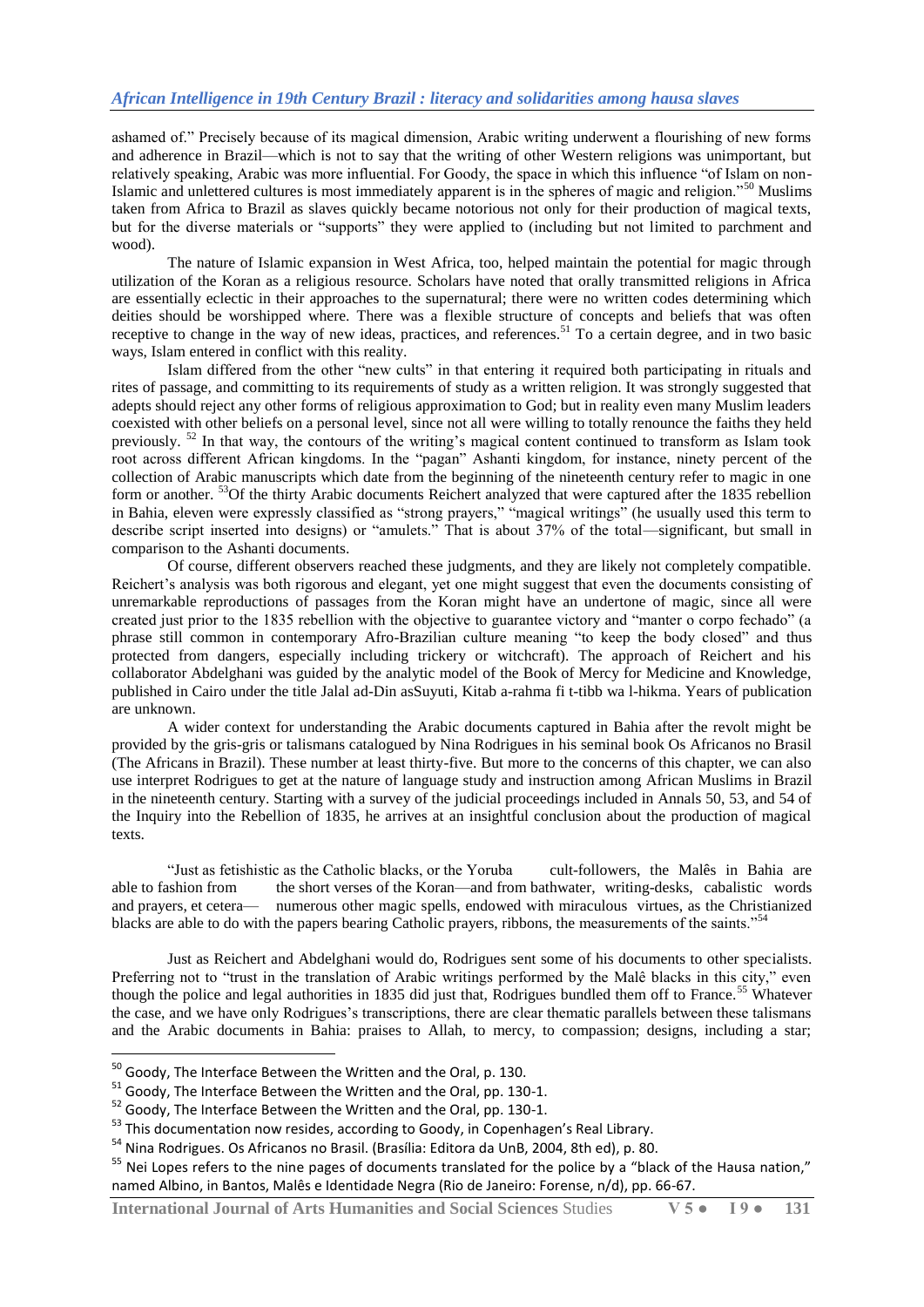ashamed of." Precisely because of its magical dimension, Arabic writing underwent a flourishing of new forms and adherence in Brazil—which is not to say that the writing of other Western religions was unimportant, but relatively speaking, Arabic was more influential. For Goody, the space in which this influence "of Islam on non-Islamic and unlettered cultures is most immediately apparent is in the spheres of magic and religion."[50] Muslims taken from Africa to Brazil as slaves quickly became notorious not only for their production of magical texts, but for the diverse materials or "supports" they were applied to (including but not limited to parchment and wood).

The nature of Islamic expansion in West Africa, too, helped maintain the potential for magic through utilization of the Koran as a religious resource. Scholars have noted that orally transmitted religions in Africa are essentially eclectic in their approaches to the supernatural; there were no written codes determining which deities should be worshipped where. There was a flexible structure of concepts and beliefs that was often receptive to change in the way of new ideas, practices, and references.[51] To a certain degree, and in two basic ways, Islam entered in conflict with this reality.

Islam differed from the other "new cults" in that entering it required both participating in rituals and rites of passage, and committing to its requirements of study as a written religion. It was strongly suggested that adepts should reject any other forms of religious approximation to God; but in reality even many Muslim leaders coexisted with other beliefs on a personal level, since not all were willing to totally renounce the faiths they held previously. [52] In that way, the contours of the writing's magical content continued to transform as Islam took root across different African kingdoms. In the "pagan" Ashanti kingdom, for instance, ninety percent of the collection of Arabic manuscripts which date from the beginning of the nineteenth century refer to magic in one form or another. [53]Of the thirty Arabic documents Reichert analyzed that were captured after the 1835 rebellion in Bahia, eleven were expressly classified as "strong prayers," "magical writings" (he usually used this term to describe script inserted into designs) or "amulets." That is about 37% of the total—significant, but small in comparison to the Ashanti documents.

Of course, different observers reached these judgments, and they are likely not completely compatible. Reichert's analysis was both rigorous and elegant, yet one might suggest that even the documents consisting of unremarkable reproductions of passages from the Koran might have an undertone of magic, since all were created just prior to the 1835 rebellion with the objective to guarantee victory and "manter o corpo fechado" (a phrase still common in contemporary Afro-Brazilian culture meaning "to keep the body closed" and thus protected from dangers, especially including trickery or witchcraft). The approach of Reichert and his collaborator Abdelghani was guided by the analytic model of the Book of Mercy for Medicine and Knowledge, published in Cairo under the title Jalal ad-Din asSuyuti, Kitab a-rahma fi t-tibb wa l-hikma. Years of publication are unknown.

A wider context for understanding the Arabic documents captured in Bahia after the revolt might be provided by the gris-gris or talismans catalogued by Nina Rodrigues in his seminal book Os Africanos no Brasil (The Africans in Brazil). These number at least thirty-five. But more to the concerns of this chapter, we can also use interpret Rodrigues to get at the nature of language study and instruction among African Muslims in Brazil in the nineteenth century. Starting with a survey of the judicial proceedings included in Annals 50, 53, and 54 of the Inquiry into the Rebellion of 1835, he arrives at an insightful conclusion about the production of magical texts.

> "Just as fetishistic as the Catholic blacks, or the Yoruba cult-followers, the Malês in Bahia are able to fashion from the short verses of the Koran—and from bathwater, writing-desks, cabalistic words and prayers, et cetera— numerous other magic spells, endowed with miraculous virtues, as the Christianized blacks are able to do with the papers bearing Catholic prayers, ribbons, the measurements of the saints."[54]

Just as Reichert and Abdelghani would do, Rodrigues sent some of his documents to other specialists. Preferring not to "trust in the translation of Arabic writings performed by the Malê blacks in this city," even though the police and legal authorities in 1835 did just that, Rodrigues bundled them off to France.[55] Whatever the case, and we have only Rodrigues's transcriptions, there are clear thematic parallels between these talismans and the Arabic documents in Bahia: praises to Allah, to mercy, to compassion; designs, including a star;

---

[50] Goody, The Interface Between the Written and the Oral, p. 130.

[51] Goody, The Interface Between the Written and the Oral, pp. 130-1.

[52] Goody, The Interface Between the Written and the Oral, pp. 130-1.

[53] This documentation now resides, according to Goody, in Copenhagen's Real Library.

[54] Nina Rodrigues. Os Africanos no Brasil. (Brasília: Editora da UnB, 2004, 8th ed), p. 80.

[55] Nei Lopes refers to the nine pages of documents translated for the police by a "black of the Hausa nation," named Albino, in Bantos, Malês e Identidade Negra (Rio de Janeiro: Forense, n/d), pp. 66-67.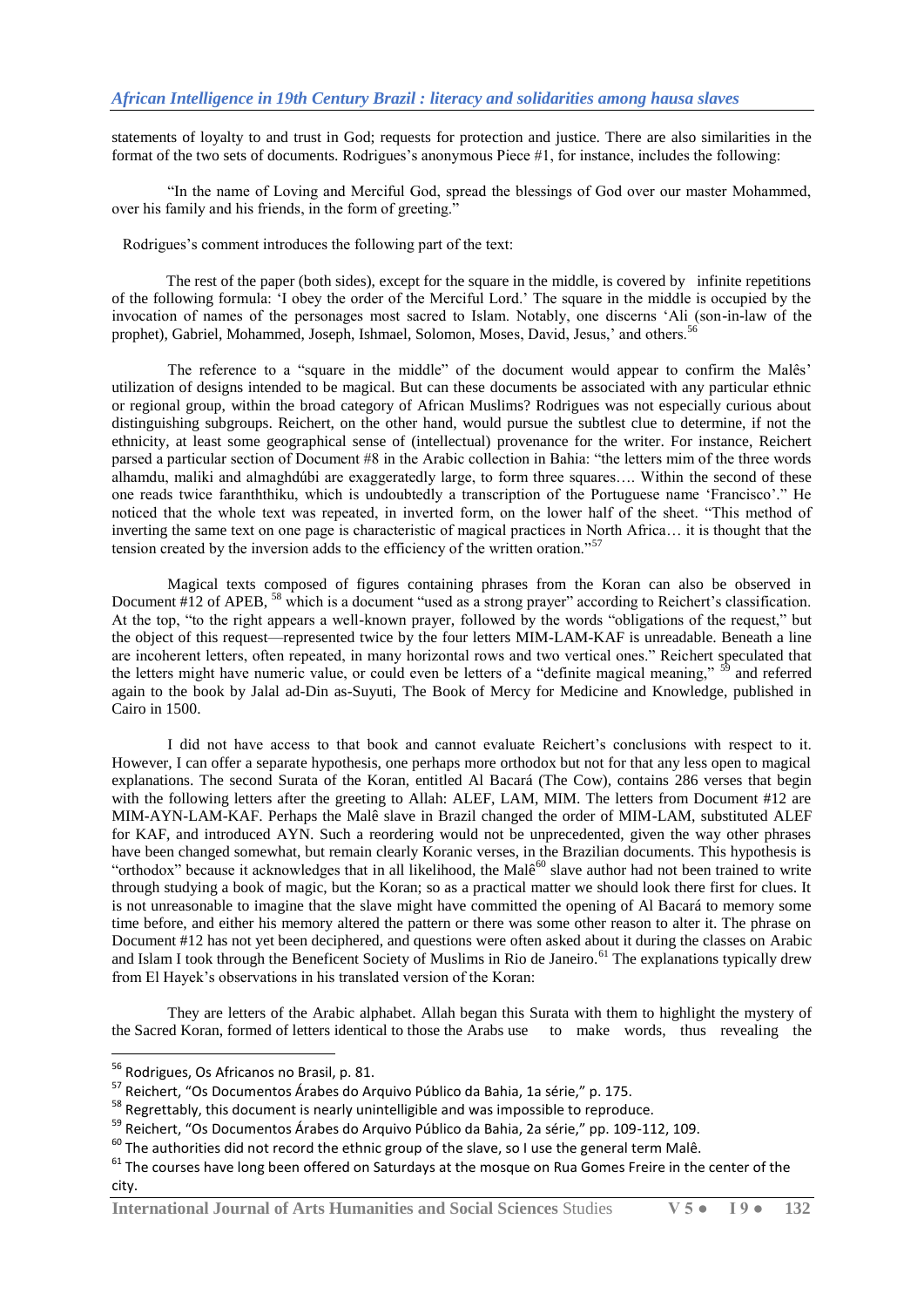statements of loyalty to and trust in God; requests for protection and justice. There are also similarities in the format of the two sets of documents. Rodrigues's anonymous Piece #1, for instance, includes the following:

> "In the name of Loving and Merciful God, spread the blessings of God over our master Mohammed, over his family and his friends, in the form of greeting."

Rodrigues's comment introduces the following part of the text:

> The rest of the paper (both sides), except for the square in the middle, is covered by infinite repetitions of the following formula: 'I obey the order of the Merciful Lord.' The square in the middle is occupied by the invocation of names of the personages most sacred to Islam. Notably, one discerns 'Ali (son-in-law of the prophet), Gabriel, Mohammed, Joseph, Ishmael, Solomon, Moses, David, Jesus,' and others.[56]

The reference to a "square in the middle" of the document would appear to confirm the Malês' utilization of designs intended to be magical. But can these documents be associated with any particular ethnic or regional group, within the broad category of African Muslims? Rodrigues was not especially curious about distinguishing subgroups. Reichert, on the other hand, would pursue the subtlest clue to determine, if not the ethnicity, at least some geographical sense of (intellectual) provenance for the writer. For instance, Reichert parsed a particular section of Document #8 in the Arabic collection in Bahia: "the letters mim of the three words alhamdu, maliki and almaghdúbi are exaggeratedly large, to form three squares…. Within the second of these one reads twice faranththiku, which is undoubtedly a transcription of the Portuguese name 'Francisco'." He noticed that the whole text was repeated, in inverted form, on the lower half of the sheet. "This method of inverting the same text on one page is characteristic of magical practices in North Africa… it is thought that the tension created by the inversion adds to the efficiency of the written oration."[57]

Magical texts composed of figures containing phrases from the Koran can also be observed in Document #12 of APEB,[58] which is a document "used as a strong prayer" according to Reichert's classification. At the top, "to the right appears a well-known prayer, followed by the words "obligations of the request," but the object of this request—represented twice by the four letters MIM-LAM-KAF is unreadable. Beneath a line are incoherent letters, often repeated, in many horizontal rows and two vertical ones." Reichert speculated that the letters might have numeric value, or could even be letters of a "definite magical meaning,"[59] and referred again to the book by Jalal ad-Din as-Suyuti, The Book of Mercy for Medicine and Knowledge, published in Cairo in 1500.

I did not have access to that book and cannot evaluate Reichert's conclusions with respect to it. However, I can offer a separate hypothesis, one perhaps more orthodox but not for that any less open to magical explanations. The second Surata of the Koran, entitled Al Bacará (The Cow), contains 286 verses that begin with the following letters after the greeting to Allah: ALEF, LAM, MIM. The letters from Document #12 are MIM-AYN-LAM-KAF. Perhaps the Malê slave in Brazil changed the order of MIM-LAM, substituted ALEF for KAF, and introduced AYN. Such a reordering would not be unprecedented, given the way other phrases have been changed somewhat, but remain clearly Koranic verses, in the Brazilian documents. This hypothesis is "orthodox" because it acknowledges that in all likelihood, the Malê[60] slave author had not been trained to write through studying a book of magic, but the Koran; so as a practical matter we should look there first for clues. It is not unreasonable to imagine that the slave might have committed the opening of Al Bacará to memory some time before, and either his memory altered the pattern or there was some other reason to alter it. The phrase on Document #12 has not yet been deciphered, and questions were often asked about it during the classes on Arabic and Islam I took through the Beneficent Society of Muslims in Rio de Janeiro.[61] The explanations typically drew from El Hayek's observations in his translated version of the Koran:

> They are letters of the Arabic alphabet. Allah began this Surata with them to highlight the mystery of the Sacred Koran, formed of letters identical to those the Arabs use to make words, thus revealing the

---

[56] Rodrigues, Os Africanos no Brasil, p. 81.

[57] Reichert, "Os Documentos Árabes do Arquivo Público da Bahia, 1a série," p. 175.

[58] Regrettably, this document is nearly unintelligible and was impossible to reproduce.

[59] Reichert, "Os Documentos Árabes do Arquivo Público da Bahia, 2a série," pp. 109-112, 109.

[60] The authorities did not record the ethnic group of the slave, so I use the general term Malê.

[61] The courses have long been offered on Saturdays at the mosque on Rua Gomes Freire in the center of the city.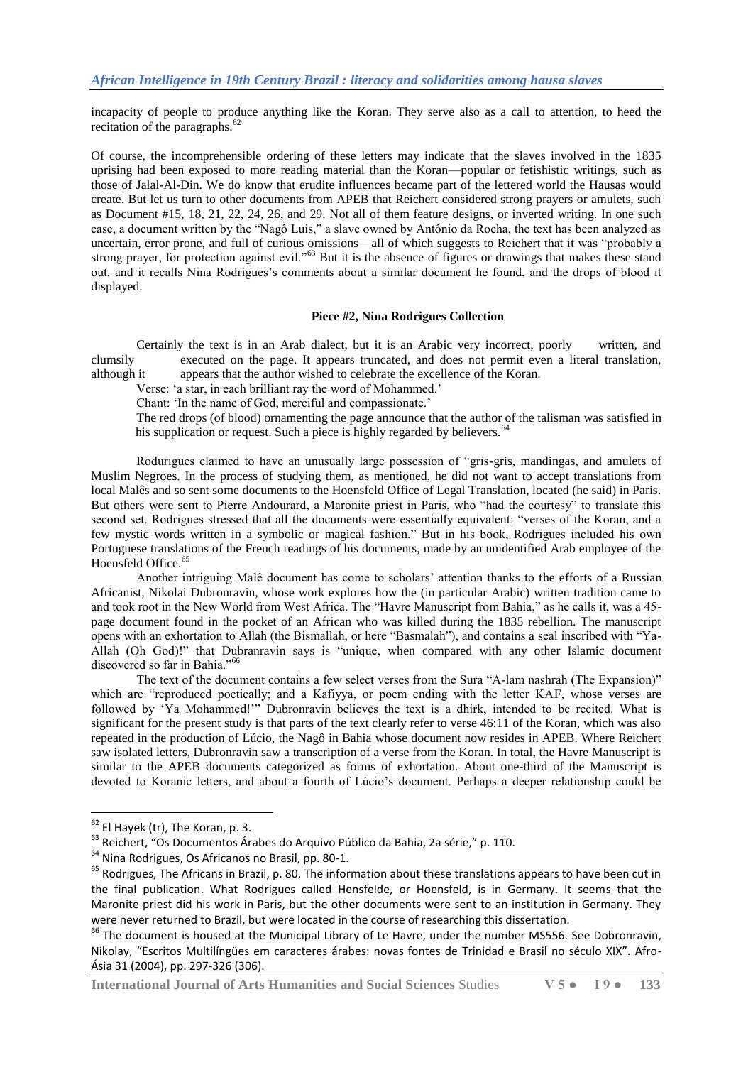incapacity of people to produce anything like the Koran. They serve also as a call to attention, to heed the recitation of the paragraphs.[62]

Of course, the incomprehensible ordering of these letters may indicate that the slaves involved in the 1835 uprising had been exposed to more reading material than the Koran—popular or fetishistic writings, such as those of Jalal-Al-Din. We do know that erudite influences became part of the lettered world the Hausas would create. But let us turn to other documents from APEB that Reichert considered strong prayers or amulets, such as Document #15, 18, 21, 22, 24, 26, and 29. Not all of them feature designs, or inverted writing. In one such case, a document written by the "Nagô Luis," a slave owned by Antônio da Rocha, the text has been analyzed as uncertain, error prone, and full of curious omissions—all of which suggests to Reichert that it was "probably a strong prayer, for protection against evil."[63] But it is the absence of figures or drawings that makes these stand out, and it recalls Nina Rodrigues's comments about a similar document he found, and the drops of blood it displayed.

**Piece #2, Nina Rodrigues Collection**

> Certainly the text is in an Arab dialect, but it is an Arabic very incorrect, poorly written, and clumsily executed on the page. It appears truncated, and does not permit even a literal translation, although it appears that the author wished to celebrate the excellence of the Koran.
>
> Verse: 'a star, in each brilliant ray the word of Mohammed.'
>
> Chant: 'In the name of God, merciful and compassionate.'
>
> The red drops (of blood) ornamenting the page announce that the author of the talisman was satisfied in his supplication or request. Such a piece is highly regarded by believers.[64]

Rodurigues claimed to have an unusually large possession of "gris-gris, mandingas, and amulets of Muslim Negroes. In the process of studying them, as mentioned, he did not want to accept translations from local Malês and so sent some documents to the Hoensfeld Office of Legal Translation, located (he said) in Paris. But others were sent to Pierre Andourard, a Maronite priest in Paris, who "had the courtesy" to translate this second set. Rodrigues stressed that all the documents were essentially equivalent: "verses of the Koran, and a few mystic words written in a symbolic or magical fashion." But in his book, Rodrigues included his own Portuguese translations of the French readings of his documents, made by an unidentified Arab employee of the Hoensfeld Office.[65]

Another intriguing Malê document has come to scholars' attention thanks to the efforts of a Russian Africanist, Nikolai Dubronravin, whose work explores how the (in particular Arabic) written tradition came to and took root in the New World from West Africa. The "Havre Manuscript from Bahia," as he calls it, was a 45-page document found in the pocket of an African who was killed during the 1835 rebellion. The manuscript opens with an exhortation to Allah (the Bismallah, or here "Basmalah"), and contains a seal inscribed with "Ya-Allah (Oh God)!" that Dubranravin says is "unique, when compared with any other Islamic document discovered so far in Bahia."[66]

The text of the document contains a few select verses from the Sura "A-lam nashrah (The Expansion)" which are "reproduced poetically; and a Kafiyya, or poem ending with the letter KAF, whose verses are followed by 'Ya Mohammed!'" Dubronravin believes the text is a dhirk, intended to be recited. What is significant for the present study is that parts of the text clearly refer to verse 46:11 of the Koran, which was also repeated in the production of Lúcio, the Nagô in Bahia whose document now resides in APEB. Where Reichert saw isolated letters, Dubronravin saw a transcription of a verse from the Koran. In total, the Havre Manuscript is similar to the APEB documents categorized as forms of exhortation. About one-third of the Manuscript is devoted to Koranic letters, and about a fourth of Lúcio's document. Perhaps a deeper relationship could be

---

[62] El Hayek (tr), The Koran, p. 3.

[63] Reichert, "Os Documentos Árabes do Arquivo Público da Bahia, 2a série," p. 110.

[64] Nina Rodrigues, Os Africanos no Brasil, pp. 80-1.

[65] Rodrigues, The Africans in Brazil, p. 80. The information about these translations appears to have been cut in the final publication. What Rodrigues called Hensfelde, or Hoensfeld, is in Germany. It seems that the Maronite priest did his work in Paris, but the other documents were sent to an institution in Germany. They were never returned to Brazil, but were located in the course of researching this dissertation.

[66] The document is housed at the Municipal Library of Le Havre, under the number MS556. See Dobronravin, Nikolay, "Escritos Multilíngües em caracteres árabes: novas fontes de Trinidad e Brasil no século XIX". Afro-Ásia 31 (2004), pp. 297-326 (306).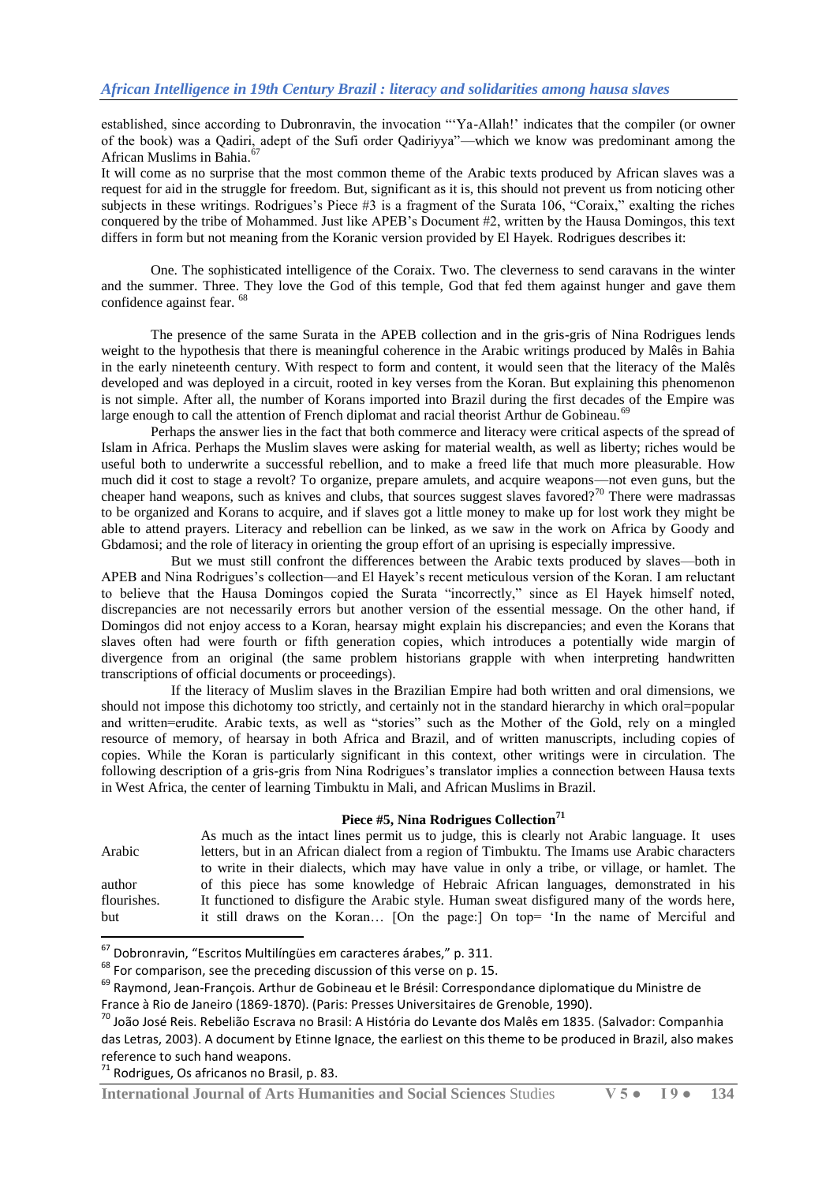established, since according to Dubronravin, the invocation "'Ya-Allah!' indicates that the compiler (or owner of the book) was a Qadiri, adept of the Sufi order Qadiriyya"—which we know was predominant among the African Muslims in Bahia.[67]

It will come as no surprise that the most common theme of the Arabic texts produced by African slaves was a request for aid in the struggle for freedom. But, significant as it is, this should not prevent us from noticing other subjects in these writings. Rodrigues's Piece #3 is a fragment of the Surata 106, "Coraix," exalting the riches conquered by the tribe of Mohammed. Just like APEB's Document #2, written by the Hausa Domingos, this text differs in form but not meaning from the Koranic version provided by El Hayek. Rodrigues describes it:

> One. The sophisticated intelligence of the Coraix. Two. The cleverness to send caravans in the winter and the summer. Three. They love the God of this temple, God that fed them against hunger and gave them confidence against fear. [68]

The presence of the same Surata in the APEB collection and in the gris-gris of Nina Rodrigues lends weight to the hypothesis that there is meaningful coherence in the Arabic writings produced by Malês in Bahia in the early nineteenth century. With respect to form and content, it would seen that the literacy of the Malês developed and was deployed in a circuit, rooted in key verses from the Koran. But explaining this phenomenon is not simple. After all, the number of Korans imported into Brazil during the first decades of the Empire was large enough to call the attention of French diplomat and racial theorist Arthur de Gobineau.[69]

Perhaps the answer lies in the fact that both commerce and literacy were critical aspects of the spread of Islam in Africa. Perhaps the Muslim slaves were asking for material wealth, as well as liberty; riches would be useful both to underwrite a successful rebellion, and to make a freed life that much more pleasurable. How much did it cost to stage a revolt? To organize, prepare amulets, and acquire weapons—not even guns, but the cheaper hand weapons, such as knives and clubs, that sources suggest slaves favored?[70] There were madrassas to be organized and Korans to acquire, and if slaves got a little money to make up for lost work they might be able to attend prayers. Literacy and rebellion can be linked, as we saw in the work on Africa by Goody and Gbdamosi; and the role of literacy in orienting the group effort of an uprising is especially impressive.

But we must still confront the differences between the Arabic texts produced by slaves—both in APEB and Nina Rodrigues's collection—and El Hayek's recent meticulous version of the Koran. I am reluctant to believe that the Hausa Domingos copied the Surata "incorrectly," since as El Hayek himself noted, discrepancies are not necessarily errors but another version of the essential message. On the other hand, if Domingos did not enjoy access to a Koran, hearsay might explain his discrepancies; and even the Korans that slaves often had were fourth or fifth generation copies, which introduces a potentially wide margin of divergence from an original (the same problem historians grapple with when interpreting handwritten transcriptions of official documents or proceedings).

If the literacy of Muslim slaves in the Brazilian Empire had both written and oral dimensions, we should not impose this dichotomy too strictly, and certainly not in the standard hierarchy in which oral=popular and written=erudite. Arabic texts, as well as "stories" such as the Mother of the Gold, rely on a mingled resource of memory, of hearsay in both Africa and Brazil, and of written manuscripts, including copies of copies. While the Koran is particularly significant in this context, other writings were in circulation. The following description of a gris-gris from Nina Rodrigues's translator implies a connection between Hausa texts in West Africa, the center of learning Timbuktu in Mali, and African Muslims in Brazil.

**Piece #5, Nina Rodrigues Collection[71]**

Arabic author flourishes. but

As much as the intact lines permit us to judge, this is clearly not Arabic language. It uses letters, but in an African dialect from a region of Timbuktu. The Imams use Arabic characters to write in their dialects, which may have value in only a tribe, or village, or hamlet. The of this piece has some knowledge of Hebraic African languages, demonstrated in his It functioned to disfigure the Arabic style. Human sweat disfigured many of the words here, it still draws on the Koran… [On the page:] On top= 'In the name of Merciful and

---

[67] Dobronravin, "Escritos Multilíngües em caracteres árabes," p. 311.

[68] For comparison, see the preceding discussion of this verse on p. 15.

[69] Raymond, Jean-François. Arthur de Gobineau et le Brésil: Correspondance diplomatique du Ministre de France à Rio de Janeiro (1869-1870). (Paris: Presses Universitaires de Grenoble, 1990).

[70] João José Reis. Rebelião Escrava no Brasil: A História do Levante dos Malês em 1835. (Salvador: Companhia das Letras, 2003). A document by Etinne Ignace, the earliest on this theme to be produced in Brazil, also makes reference to such hand weapons.

[71] Rodrigues, Os africanos no Brasil, p. 83.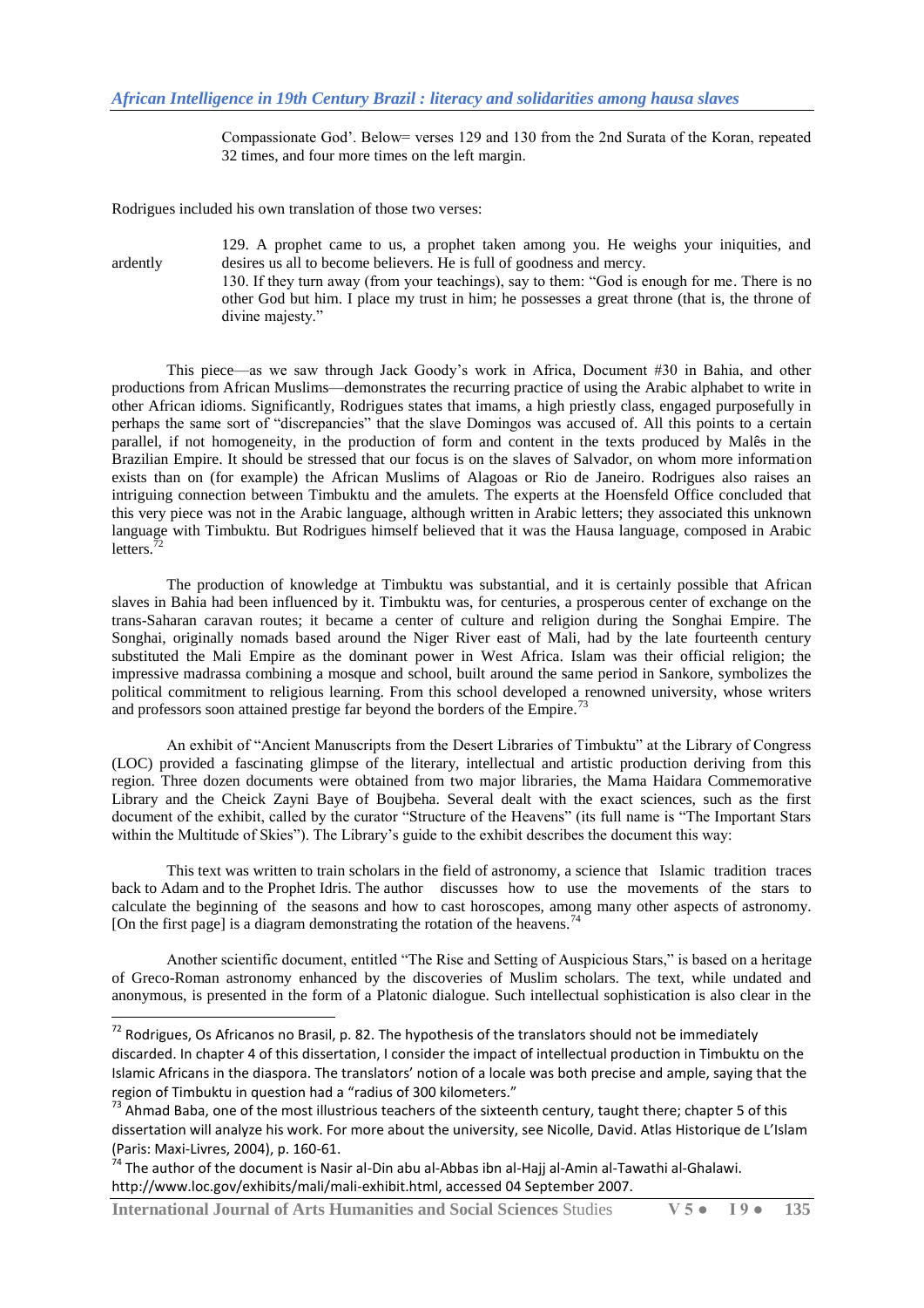Compassionate God'. Below= verses 129 and 130 from the 2nd Surata of the Koran, repeated 32 times, and four more times on the left margin.

Rodrigues included his own translation of those two verses:

> 129. A prophet came to us, a prophet taken among you. He weighs your iniquities, and ardently desires us all to become believers. He is full of goodness and mercy.
> 130. If they turn away (from your teachings), say to them: "God is enough for me. There is no other God but him. I place my trust in him; he possesses a great throne (that is, the throne of divine majesty."

This piece—as we saw through Jack Goody's work in Africa, Document #30 in Bahia, and other productions from African Muslims—demonstrates the recurring practice of using the Arabic alphabet to write in other African idioms. Significantly, Rodrigues states that imams, a high priestly class, engaged purposefully in perhaps the same sort of "discrepancies" that the slave Domingos was accused of. All this points to a certain parallel, if not homogeneity, in the production of form and content in the texts produced by Malês in the Brazilian Empire. It should be stressed that our focus is on the slaves of Salvador, on whom more information exists than on (for example) the African Muslims of Alagoas or Rio de Janeiro. Rodrigues also raises an intriguing connection between Timbuktu and the amulets. The experts at the Hoensfeld Office concluded that this very piece was not in the Arabic language, although written in Arabic letters; they associated this unknown language with Timbuktu. But Rodrigues himself believed that it was the Hausa language, composed in Arabic letters.[72]

The production of knowledge at Timbuktu was substantial, and it is certainly possible that African slaves in Bahia had been influenced by it. Timbuktu was, for centuries, a prosperous center of exchange on the trans-Saharan caravan routes; it became a center of culture and religion during the Songhai Empire. The Songhai, originally nomads based around the Niger River east of Mali, had by the late fourteenth century substituted the Mali Empire as the dominant power in West Africa. Islam was their official religion; the impressive madrassa combining a mosque and school, built around the same period in Sankore, symbolizes the political commitment to religious learning. From this school developed a renowned university, whose writers and professors soon attained prestige far beyond the borders of the Empire.[73]

An exhibit of "Ancient Manuscripts from the Desert Libraries of Timbuktu" at the Library of Congress (LOC) provided a fascinating glimpse of the literary, intellectual and artistic production deriving from this region. Three dozen documents were obtained from two major libraries, the Mama Haidara Commemorative Library and the Cheick Zayni Baye of Boujbeha. Several dealt with the exact sciences, such as the first document of the exhibit, called by the curator "Structure of the Heavens" (its full name is "The Important Stars within the Multitude of Skies"). The Library's guide to the exhibit describes the document this way:

> This text was written to train scholars in the field of astronomy, a science that Islamic tradition traces back to Adam and to the Prophet Idris. The author discusses how to use the movements of the stars to calculate the beginning of the seasons and how to cast horoscopes, among many other aspects of astronomy. [On the first page] is a diagram demonstrating the rotation of the heavens.[74]

Another scientific document, entitled "The Rise and Setting of Auspicious Stars," is based on a heritage of Greco-Roman astronomy enhanced by the discoveries of Muslim scholars. The text, while undated and anonymous, is presented in the form of a Platonic dialogue. Such intellectual sophistication is also clear in the

---

[72] Rodrigues, Os Africanos no Brasil, p. 82. The hypothesis of the translators should not be immediately discarded. In chapter 4 of this dissertation, I consider the impact of intellectual production in Timbuktu on the Islamic Africans in the diaspora. The translators' notion of a locale was both precise and ample, saying that the region of Timbuktu in question had a "radius of 300 kilometers."

[73] Ahmad Baba, one of the most illustrious teachers of the sixteenth century, taught there; chapter 5 of this dissertation will analyze his work. For more about the university, see Nicolle, David. Atlas Historique de L'Islam (Paris: Maxi-Livres, 2004), p. 160-61.

[74] The author of the document is Nasir al-Din abu al-Abbas ibn al-Hajj al-Amin al-Tawathi al-Ghalawi. http://www.loc.gov/exhibits/mali/mali-exhibit.html, accessed 04 September 2007.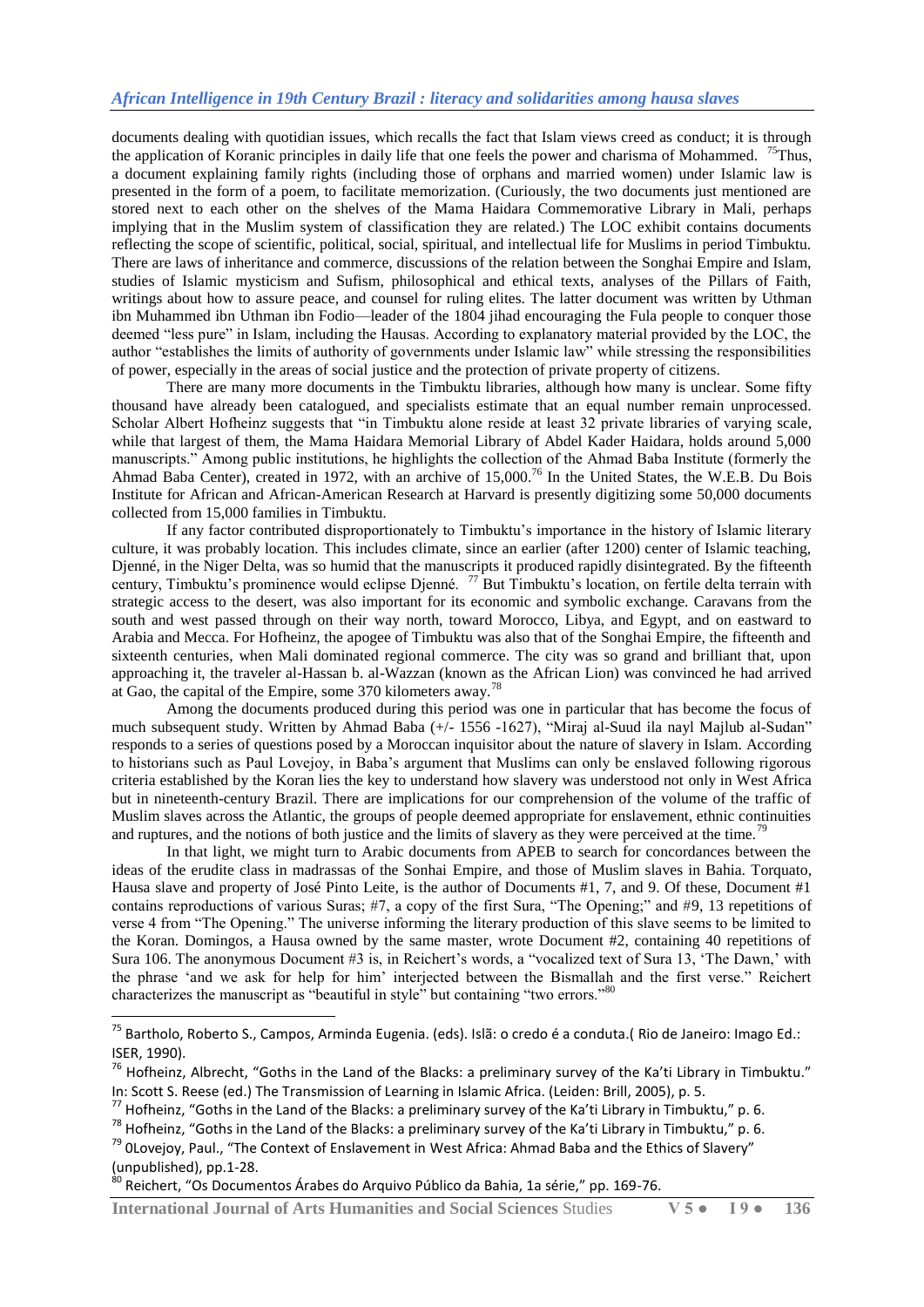documents dealing with quotidian issues, which recalls the fact that Islam views creed as conduct; it is through the application of Koranic principles in daily life that one feels the power and charisma of Mohammed. [75]Thus, a document explaining family rights (including those of orphans and married women) under Islamic law is presented in the form of a poem, to facilitate memorization. (Curiously, the two documents just mentioned are stored next to each other on the shelves of the Mama Haidara Commemorative Library in Mali, perhaps implying that in the Muslim system of classification they are related.) The LOC exhibit contains documents reflecting the scope of scientific, political, social, spiritual, and intellectual life for Muslims in period Timbuktu. There are laws of inheritance and commerce, discussions of the relation between the Songhai Empire and Islam, studies of Islamic mysticism and Sufism, philosophical and ethical texts, analyses of the Pillars of Faith, writings about how to assure peace, and counsel for ruling elites. The latter document was written by Uthman ibn Muhammed ibn Uthman ibn Fodio—leader of the 1804 jihad encouraging the Fula people to conquer those deemed "less pure" in Islam, including the Hausas. According to explanatory material provided by the LOC, the author "establishes the limits of authority of governments under Islamic law" while stressing the responsibilities of power, especially in the areas of social justice and the protection of private property of citizens.

There are many more documents in the Timbuktu libraries, although how many is unclear. Some fifty thousand have already been catalogued, and specialists estimate that an equal number remain unprocessed. Scholar Albert Hofheinz suggests that "in Timbuktu alone reside at least 32 private libraries of varying scale, while that largest of them, the Mama Haidara Memorial Library of Abdel Kader Haidara, holds around 5,000 manuscripts." Among public institutions, he highlights the collection of the Ahmad Baba Institute (formerly the Ahmad Baba Center), created in 1972, with an archive of 15,000.[76] In the United States, the W.E.B. Du Bois Institute for African and African-American Research at Harvard is presently digitizing some 50,000 documents collected from 15,000 families in Timbuktu.

If any factor contributed disproportionately to Timbuktu's importance in the history of Islamic literary culture, it was probably location. This includes climate, since an earlier (after 1200) center of Islamic teaching, Djenné, in the Niger Delta, was so humid that the manuscripts it produced rapidly disintegrated. By the fifteenth century, Timbuktu's prominence would eclipse Djenné. [77] But Timbuktu's location, on fertile delta terrain with strategic access to the desert, was also important for its economic and symbolic exchange. Caravans from the south and west passed through on their way north, toward Morocco, Libya, and Egypt, and on eastward to Arabia and Mecca. For Hofheinz, the apogee of Timbuktu was also that of the Songhai Empire, the fifteenth and sixteenth centuries, when Mali dominated regional commerce. The city was so grand and brilliant that, upon approaching it, the traveler al-Hassan b. al-Wazzan (known as the African Lion) was convinced he had arrived at Gao, the capital of the Empire, some 370 kilometers away.[78]

Among the documents produced during this period was one in particular that has become the focus of much subsequent study. Written by Ahmad Baba (+/- 1556 -1627), "Miraj al-Suud ila nayl Majlub al-Sudan" responds to a series of questions posed by a Moroccan inquisitor about the nature of slavery in Islam. According to historians such as Paul Lovejoy, in Baba's argument that Muslims can only be enslaved following rigorous criteria established by the Koran lies the key to understand how slavery was understood not only in West Africa but in nineteenth-century Brazil. There are implications for our comprehension of the volume of the traffic of Muslim slaves across the Atlantic, the groups of people deemed appropriate for enslavement, ethnic continuities and ruptures, and the notions of both justice and the limits of slavery as they were perceived at the time.[79]

In that light, we might turn to Arabic documents from APEB to search for concordances between the ideas of the erudite class in madrassas of the Sonhai Empire, and those of Muslim slaves in Bahia. Torquato, Hausa slave and property of José Pinto Leite, is the author of Documents #1, 7, and 9. Of these, Document #1 contains reproductions of various Suras; #7, a copy of the first Sura, "The Opening;" and #9, 13 repetitions of verse 4 from "The Opening." The universe informing the literary production of this slave seems to be limited to the Koran. Domingos, a Hausa owned by the same master, wrote Document #2, containing 40 repetitions of Sura 106. The anonymous Document #3 is, in Reichert's words, a "vocalized text of Sura 13, 'The Dawn,' with the phrase 'and we ask for help for him' interjected between the Bismallah and the first verse." Reichert characterizes the manuscript as "beautiful in style" but containing "two errors."[80]

---

[75] Bartholo, Roberto S., Campos, Arminda Eugenia. (eds). Islã: o credo é a conduta.( Rio de Janeiro: Imago Ed.: ISER, 1990).

[76] Hofheinz, Albrecht, "Goths in the Land of the Blacks: a preliminary survey of the Ka'ti Library in Timbuktu." In: Scott S. Reese (ed.) The Transmission of Learning in Islamic Africa. (Leiden: Brill, 2005), p. 5.

[77] Hofheinz, "Goths in the Land of the Blacks: a preliminary survey of the Ka'ti Library in Timbuktu," p. 6.

[78] Hofheinz, "Goths in the Land of the Blacks: a preliminary survey of the Ka'ti Library in Timbuktu," p. 6.

[79] 0Lovejoy, Paul., "The Context of Enslavement in West Africa: Ahmad Baba and the Ethics of Slavery" (unpublished), pp.1-28.

[80] Reichert, "Os Documentos Árabes do Arquivo Público da Bahia, 1a série," pp. 169-76.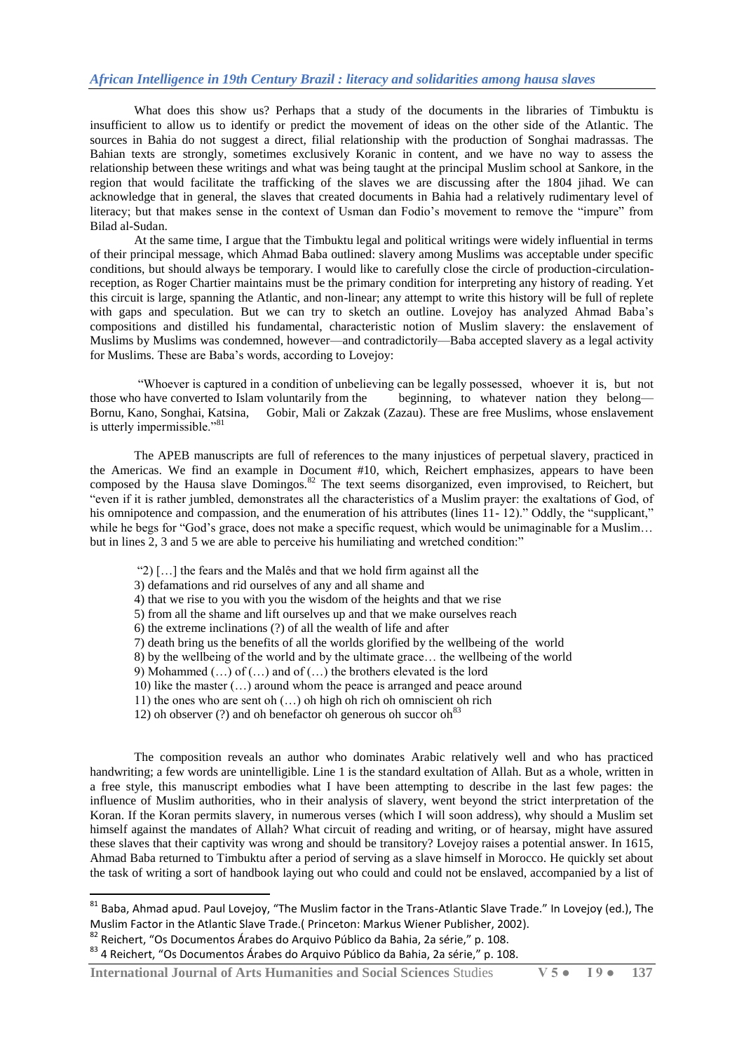What does this show us? Perhaps that a study of the documents in the libraries of Timbuktu is insufficient to allow us to identify or predict the movement of ideas on the other side of the Atlantic. The sources in Bahia do not suggest a direct, filial relationship with the production of Songhai madrassas. The Bahian texts are strongly, sometimes exclusively Koranic in content, and we have no way to assess the relationship between these writings and what was being taught at the principal Muslim school at Sankore, in the region that would facilitate the trafficking of the slaves we are discussing after the 1804 jihad. We can acknowledge that in general, the slaves that created documents in Bahia had a relatively rudimentary level of literacy; but that makes sense in the context of Usman dan Fodio's movement to remove the "impure" from Bilad al-Sudan.

At the same time, I argue that the Timbuktu legal and political writings were widely influential in terms of their principal message, which Ahmad Baba outlined: slavery among Muslims was acceptable under specific conditions, but should always be temporary. I would like to carefully close the circle of production-circulation-reception, as Roger Chartier maintains must be the primary condition for interpreting any history of reading. Yet this circuit is large, spanning the Atlantic, and non-linear; any attempt to write this history will be full of replete with gaps and speculation. But we can try to sketch an outline. Lovejoy has analyzed Ahmad Baba's compositions and distilled his fundamental, characteristic notion of Muslim slavery: the enslavement of Muslims by Muslims was condemned, however—and contradictorily—Baba accepted slavery as a legal activity for Muslims. These are Baba's words, according to Lovejoy:

> "Whoever is captured in a condition of unbelieving can be legally possessed, whoever it is, but not those who have converted to Islam voluntarily from the beginning, to whatever nation they belong—Bornu, Kano, Songhai, Katsina, Gobir, Mali or Zakzak (Zazau). These are free Muslims, whose enslavement is utterly impermissible."[81]

The APEB manuscripts are full of references to the many injustices of perpetual slavery, practiced in the Americas. We find an example in Document #10, which, Reichert emphasizes, appears to have been composed by the Hausa slave Domingos.[82] The text seems disorganized, even improvised, to Reichert, but "even if it is rather jumbled, demonstrates all the characteristics of a Muslim prayer: the exaltations of God, of his omnipotence and compassion, and the enumeration of his attributes (lines 11- 12)." Oddly, the "supplicant," while he begs for "God's grace, does not make a specific request, which would be unimaginable for a Muslim… but in lines 2, 3 and 5 we are able to perceive his humiliating and wretched condition:"

> "2) […] the fears and the Malês and that we hold firm against all the
> 3) defamations and rid ourselves of any and all shame and
> 4) that we rise to you with you the wisdom of the heights and that we rise
> 5) from all the shame and lift ourselves up and that we make ourselves reach
> 6) the extreme inclinations (?) of all the wealth of life and after
> 7) death bring us the benefits of all the worlds glorified by the wellbeing of the world
> 8) by the wellbeing of the world and by the ultimate grace… the wellbeing of the world
> 9) Mohammed (…) of (…) and of (…) the brothers elevated is the lord
> 10) like the master (…) around whom the peace is arranged and peace around
> 11) the ones who are sent oh (…) oh high oh rich oh omniscient oh rich
> 12) oh observer (?) and oh benefactor oh generous oh succor oh[83]

The composition reveals an author who dominates Arabic relatively well and who has practiced handwriting; a few words are unintelligible. Line 1 is the standard exultation of Allah. But as a whole, written in a free style, this manuscript embodies what I have been attempting to describe in the last few pages: the influence of Muslim authorities, who in their analysis of slavery, went beyond the strict interpretation of the Koran. If the Koran permits slavery, in numerous verses (which I will soon address), why should a Muslim set himself against the mandates of Allah? What circuit of reading and writing, or of hearsay, might have assured these slaves that their captivity was wrong and should be transitory? Lovejoy raises a potential answer. In 1615, Ahmad Baba returned to Timbuktu after a period of serving as a slave himself in Morocco. He quickly set about the task of writing a sort of handbook laying out who could and could not be enslaved, accompanied by a list of

---

[81] Baba, Ahmad apud. Paul Lovejoy, "The Muslim factor in the Trans-Atlantic Slave Trade." In Lovejoy (ed.), The Muslim Factor in the Atlantic Slave Trade.( Princeton: Markus Wiener Publisher, 2002).

[82] Reichert, "Os Documentos Árabes do Arquivo Público da Bahia, 2a série," p. 108.

[83] 4 Reichert, "Os Documentos Árabes do Arquivo Público da Bahia, 2a série," p. 108.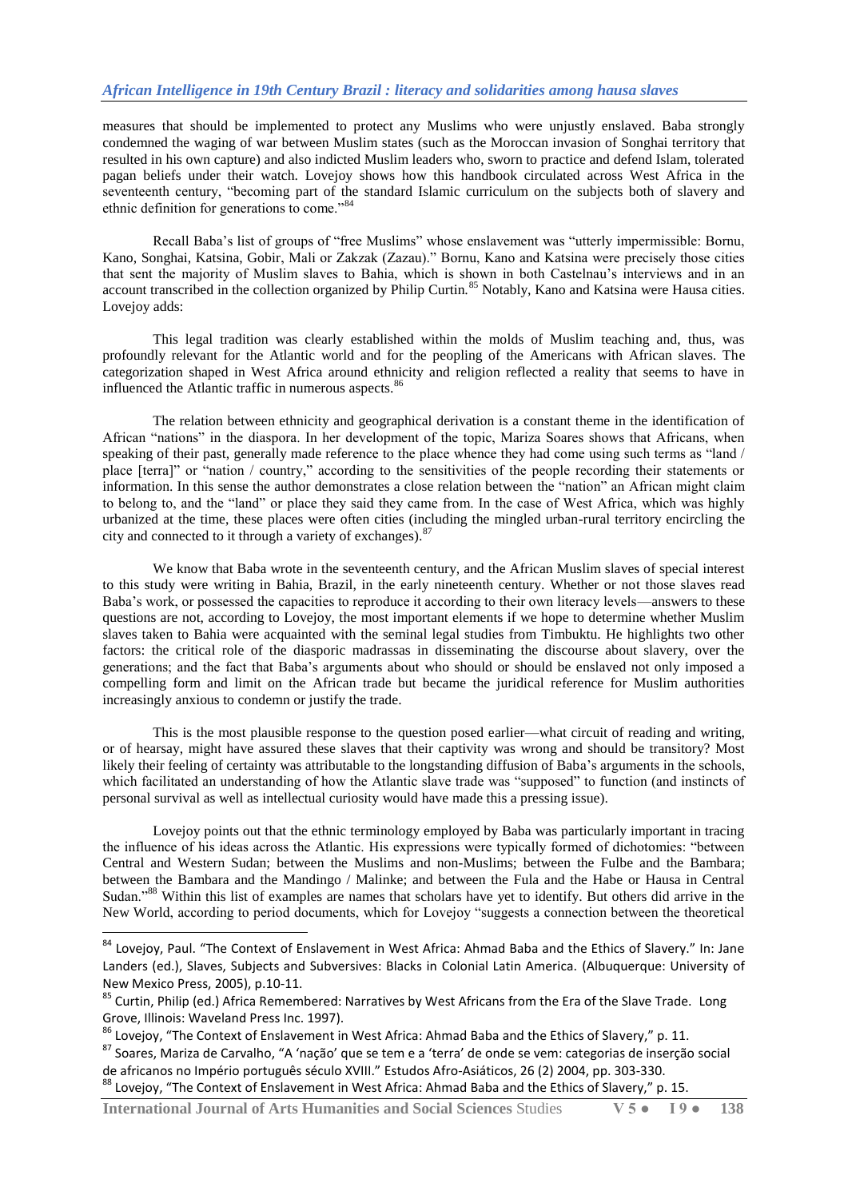measures that should be implemented to protect any Muslims who were unjustly enslaved. Baba strongly condemned the waging of war between Muslim states (such as the Moroccan invasion of Songhai territory that resulted in his own capture) and also indicted Muslim leaders who, sworn to practice and defend Islam, tolerated pagan beliefs under their watch. Lovejoy shows how this handbook circulated across West Africa in the seventeenth century, "becoming part of the standard Islamic curriculum on the subjects both of slavery and ethnic definition for generations to come."[84]

Recall Baba's list of groups of "free Muslims" whose enslavement was "utterly impermissible: Bornu, Kano, Songhai, Katsina, Gobir, Mali or Zakzak (Zazau)." Bornu, Kano and Katsina were precisely those cities that sent the majority of Muslim slaves to Bahia, which is shown in both Castelnau's interviews and in an account transcribed in the collection organized by Philip Curtin.[85] Notably, Kano and Katsina were Hausa cities. Lovejoy adds:

> This legal tradition was clearly established within the molds of Muslim teaching and, thus, was profoundly relevant for the Atlantic world and for the peopling of the Americans with African slaves. The categorization shaped in West Africa around ethnicity and religion reflected a reality that seems to have in influenced the Atlantic traffic in numerous aspects.[86]

The relation between ethnicity and geographical derivation is a constant theme in the identification of African "nations" in the diaspora. In her development of the topic, Mariza Soares shows that Africans, when speaking of their past, generally made reference to the place whence they had come using such terms as "land / place [terra]" or "nation / country," according to the sensitivities of the people recording their statements or information. In this sense the author demonstrates a close relation between the "nation" an African might claim to belong to, and the "land" or place they said they came from. In the case of West Africa, which was highly urbanized at the time, these places were often cities (including the mingled urban-rural territory encircling the city and connected to it through a variety of exchanges).[87]

We know that Baba wrote in the seventeenth century, and the African Muslim slaves of special interest to this study were writing in Bahia, Brazil, in the early nineteenth century. Whether or not those slaves read Baba's work, or possessed the capacities to reproduce it according to their own literacy levels—answers to these questions are not, according to Lovejoy, the most important elements if we hope to determine whether Muslim slaves taken to Bahia were acquainted with the seminal legal studies from Timbuktu. He highlights two other factors: the critical role of the diasporic madrassas in disseminating the discourse about slavery, over the generations; and the fact that Baba's arguments about who should or should be enslaved not only imposed a compelling form and limit on the African trade but became the juridical reference for Muslim authorities increasingly anxious to condemn or justify the trade.

This is the most plausible response to the question posed earlier—what circuit of reading and writing, or of hearsay, might have assured these slaves that their captivity was wrong and should be transitory? Most likely their feeling of certainty was attributable to the longstanding diffusion of Baba's arguments in the schools, which facilitated an understanding of how the Atlantic slave trade was "supposed" to function (and instincts of personal survival as well as intellectual curiosity would have made this a pressing issue).

Lovejoy points out that the ethnic terminology employed by Baba was particularly important in tracing the influence of his ideas across the Atlantic. His expressions were typically formed of dichotomies: "between Central and Western Sudan; between the Muslims and non-Muslims; between the Fulbe and the Bambara; between the Bambara and the Mandingo / Malinke; and between the Fula and the Habe or Hausa in Central Sudan."[88] Within this list of examples are names that scholars have yet to identify. But others did arrive in the New World, according to period documents, which for Lovejoy "suggests a connection between the theoretical

---

[84] Lovejoy, Paul. "The Context of Enslavement in West Africa: Ahmad Baba and the Ethics of Slavery." In: Jane Landers (ed.), Slaves, Subjects and Subversives: Blacks in Colonial Latin America. (Albuquerque: University of New Mexico Press, 2005), p.10-11.

[85] Curtin, Philip (ed.) Africa Remembered: Narratives by West Africans from the Era of the Slave Trade. Long Grove, Illinois: Waveland Press Inc. 1997).

[86] Lovejoy, "The Context of Enslavement in West Africa: Ahmad Baba and the Ethics of Slavery," p. 11.

[87] Soares, Mariza de Carvalho, "A 'nação' que se tem e a 'terra' de onde se vem: categorias de inserção social de africanos no Império português século XVIII." Estudos Afro-Asiáticos, 26 (2) 2004, pp. 303-330.

[88] Lovejoy, "The Context of Enslavement in West Africa: Ahmad Baba and the Ethics of Slavery," p. 15.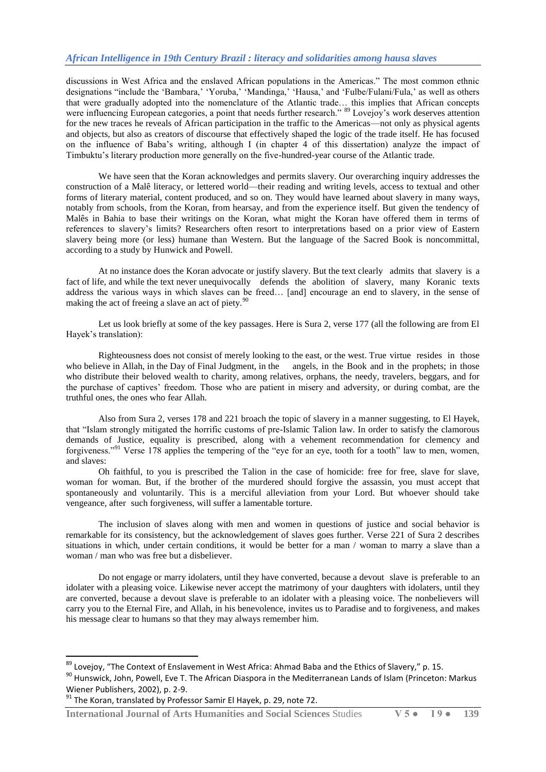discussions in West Africa and the enslaved African populations in the Americas." The most common ethnic designations "include the 'Bambara,' 'Yoruba,' 'Mandinga,' 'Hausa,' and 'Fulbe/Fulani/Fula,' as well as others that were gradually adopted into the nomenclature of the Atlantic trade… this implies that African concepts were influencing European categories, a point that needs further research." [89] Lovejoy's work deserves attention for the new traces he reveals of African participation in the traffic to the Americas—not only as physical agents and objects, but also as creators of discourse that effectively shaped the logic of the trade itself. He has focused on the influence of Baba's writing, although I (in chapter 4 of this dissertation) analyze the impact of Timbuktu's literary production more generally on the five-hundred-year course of the Atlantic trade.

We have seen that the Koran acknowledges and permits slavery. Our overarching inquiry addresses the construction of a Malê literacy, or lettered world—their reading and writing levels, access to textual and other forms of literary material, content produced, and so on. They would have learned about slavery in many ways, notably from schools, from the Koran, from hearsay, and from the experience itself. But given the tendency of Malês in Bahia to base their writings on the Koran, what might the Koran have offered them in terms of references to slavery's limits? Researchers often resort to interpretations based on a prior view of Eastern slavery being more (or less) humane than Western. But the language of the Sacred Book is noncommittal, according to a study by Hunwick and Powell.

> At no instance does the Koran advocate or justify slavery. But the text clearly admits that slavery is a fact of life, and while the text never unequivocally defends the abolition of slavery, many Koranic texts address the various ways in which slaves can be freed… [and] encourage an end to slavery, in the sense of making the act of freeing a slave an act of piety.[90]

Let us look briefly at some of the key passages. Here is Sura 2, verse 177 (all the following are from El Hayek's translation):

> Righteousness does not consist of merely looking to the east, or the west. True virtue resides in those who believe in Allah, in the Day of Final Judgment, in the angels, in the Book and in the prophets; in those who distribute their beloved wealth to charity, among relatives, orphans, the needy, travelers, beggars, and for the purchase of captives' freedom. Those who are patient in misery and adversity, or during combat, are the truthful ones, the ones who fear Allah.

Also from Sura 2, verses 178 and 221 broach the topic of slavery in a manner suggesting, to El Hayek, that "Islam strongly mitigated the horrific customs of pre-Islamic Talion law. In order to satisfy the clamorous demands of Justice, equality is prescribed, along with a vehement recommendation for clemency and forgiveness."[91] Verse 178 applies the tempering of the "eye for an eye, tooth for a tooth" law to men, women, and slaves:

> Oh faithful, to you is prescribed the Talion in the case of homicide: free for free, slave for slave, woman for woman. But, if the brother of the murdered should forgive the assassin, you must accept that spontaneously and voluntarily. This is a merciful alleviation from your Lord. But whoever should take vengeance, after such forgiveness, will suffer a lamentable torture.

The inclusion of slaves along with men and women in questions of justice and social behavior is remarkable for its consistency, but the acknowledgement of slaves goes further. Verse 221 of Sura 2 describes situations in which, under certain conditions, it would be better for a man / woman to marry a slave than a woman / man who was free but a disbeliever.

> Do not engage or marry idolaters, until they have converted, because a devout slave is preferable to an idolater with a pleasing voice. Likewise never accept the matrimony of your daughters with idolaters, until they are converted, because a devout slave is preferable to an idolater with a pleasing voice. The nonbelievers will carry you to the Eternal Fire, and Allah, in his benevolence, invites us to Paradise and to forgiveness, and makes his message clear to humans so that they may always remember him.

---

[89] Lovejoy, "The Context of Enslavement in West Africa: Ahmad Baba and the Ethics of Slavery," p. 15.

[90] Hunswick, John, Powell, Eve T. The African Diaspora in the Mediterranean Lands of Islam (Princeton: Markus Wiener Publishers, 2002), p. 2-9.

[91] The Koran, translated by Professor Samir El Hayek, p. 29, note 72.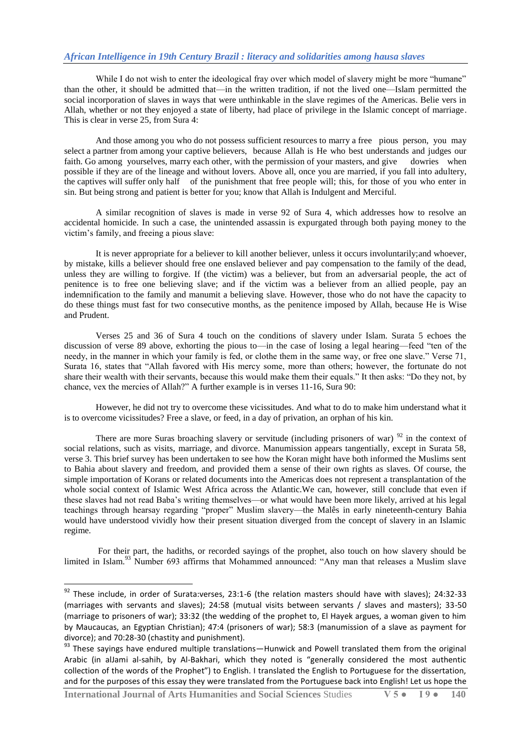While I do not wish to enter the ideological fray over which model of slavery might be more "humane" than the other, it should be admitted that—in the written tradition, if not the lived one—Islam permitted the social incorporation of slaves in ways that were unthinkable in the slave regimes of the Americas. Belie vers in Allah, whether or not they enjoyed a state of liberty, had place of privilege in the Islamic concept of marriage. This is clear in verse 25, from Sura 4:

> And those among you who do not possess sufficient resources to marry a free pious person, you may select a partner from among your captive believers, because Allah is He who best understands and judges our faith. Go among yourselves, marry each other, with the permission of your masters, and give dowries when possible if they are of the lineage and without lovers. Above all, once you are married, if you fall into adultery, the captives will suffer only half of the punishment that free people will; this, for those of you who enter in sin. But being strong and patient is better for you; know that Allah is Indulgent and Merciful.

A similar recognition of slaves is made in verse 92 of Sura 4, which addresses how to resolve an accidental homicide. In such a case, the unintended assassin is expurgated through both paying money to the victim's family, and freeing a pious slave:

> It is never appropriate for a believer to kill another believer, unless it occurs involuntarily;and whoever, by mistake, kills a believer should free one enslaved believer and pay compensation to the family of the dead, unless they are willing to forgive. If (the victim) was a believer, but from an adversarial people, the act of penitence is to free one believing slave; and if the victim was a believer from an allied people, pay an indemnification to the family and manumit a believing slave. However, those who do not have the capacity to do these things must fast for two consecutive months, as the penitence imposed by Allah, because He is Wise and Prudent.

Verses 25 and 36 of Sura 4 touch on the conditions of slavery under Islam. Surata 5 echoes the discussion of verse 89 above, exhorting the pious to—in the case of losing a legal hearing—feed "ten of the needy, in the manner in which your family is fed, or clothe them in the same way, or free one slave." Verse 71, Surata 16, states that "Allah favored with His mercy some, more than others; however, the fortunate do not share their wealth with their servants, because this would make them their equals." It then asks: "Do they not, by chance, vex the mercies of Allah?" A further example is in verses 11-16, Sura 90:

> However, he did not try to overcome these vicissitudes. And what to do to make him understand what it is to overcome vicissitudes? Free a slave, or feed, in a day of privation, an orphan of his kin.

There are more Suras broaching slavery or servitude (including prisoners of war) [92] in the context of social relations, such as visits, marriage, and divorce. Manumission appears tangentially, except in Surata 58, verse 3. This brief survey has been undertaken to see how the Koran might have both informed the Muslims sent to Bahia about slavery and freedom, and provided them a sense of their own rights as slaves. Of course, the simple importation of Korans or related documents into the Americas does not represent a transplantation of the whole social context of Islamic West Africa across the Atlantic.We can, however, still conclude that even if these slaves had not read Baba's writing themselves—or what would have been more likely, arrived at his legal teachings through hearsay regarding "proper" Muslim slavery—the Malês in early nineteenth-century Bahia would have understood vividly how their present situation diverged from the concept of slavery in an Islamic regime.

For their part, the hadiths, or recorded sayings of the prophet, also touch on how slavery should be limited in Islam.[93] Number 693 affirms that Mohammed announced: "Any man that releases a Muslim slave

---

[92] These include, in order of Surata:verses, 23:1-6 (the relation masters should have with slaves); 24:32-33 (marriages with servants and slaves); 24:58 (mutual visits between servants / slaves and masters); 33-50 (marriage to prisoners of war); 33:32 (the wedding of the prophet to, El Hayek argues, a woman given to him by Maucaucas, an Egyptian Christian); 47:4 (prisoners of war); 58:3 (manumission of a slave as payment for divorce); and 70:28-30 (chastity and punishment).

[93] These sayings have endured multiple translations—Hunwick and Powell translated them from the original Arabic (in alJami al-sahih, by Al-Bakhari, which they noted is "generally considered the most authentic collection of the words of the Prophet") to English. I translated the English to Portuguese for the dissertation, and for the purposes of this essay they were translated from the Portuguese back into English! Let us hope the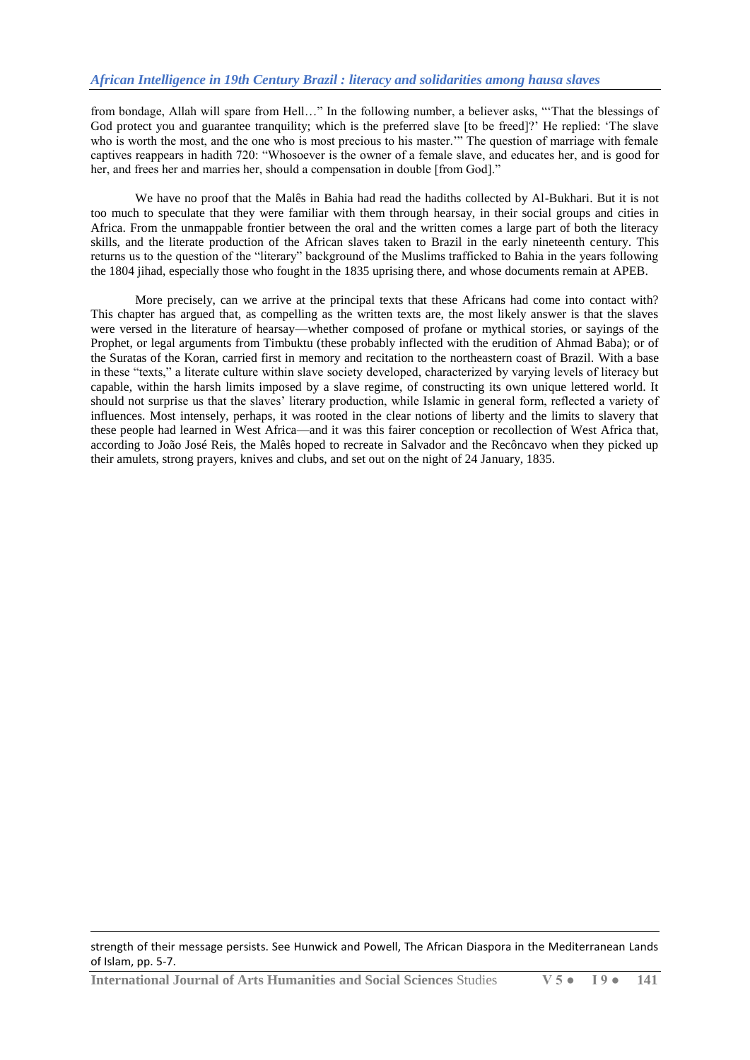from bondage, Allah will spare from Hell…" In the following number, a believer asks, "'That the blessings of God protect you and guarantee tranquility; which is the preferred slave [to be freed]?' He replied: 'The slave who is worth the most, and the one who is most precious to his master.'" The question of marriage with female captives reappears in hadith 720: "Whosoever is the owner of a female slave, and educates her, and is good for her, and frees her and marries her, should a compensation in double [from God]."

We have no proof that the Malês in Bahia had read the hadiths collected by Al-Bukhari. But it is not too much to speculate that they were familiar with them through hearsay, in their social groups and cities in Africa. From the unmappable frontier between the oral and the written comes a large part of both the literacy skills, and the literate production of the African slaves taken to Brazil in the early nineteenth century. This returns us to the question of the "literary" background of the Muslims trafficked to Bahia in the years following the 1804 jihad, especially those who fought in the 1835 uprising there, and whose documents remain at APEB.

More precisely, can we arrive at the principal texts that these Africans had come into contact with? This chapter has argued that, as compelling as the written texts are, the most likely answer is that the slaves were versed in the literature of hearsay—whether composed of profane or mythical stories, or sayings of the Prophet, or legal arguments from Timbuktu (these probably inflected with the erudition of Ahmad Baba); or of the Suratas of the Koran, carried first in memory and recitation to the northeastern coast of Brazil. With a base in these "texts," a literate culture within slave society developed, characterized by varying levels of literacy but capable, within the harsh limits imposed by a slave regime, of constructing its own unique lettered world. It should not surprise us that the slaves' literary production, while Islamic in general form, reflected a variety of influences. Most intensely, perhaps, it was rooted in the clear notions of liberty and the limits to slavery that these people had learned in West Africa—and it was this fairer conception or recollection of West Africa that, according to João José Reis, the Malês hoped to recreate in Salvador and the Recôncavo when they picked up their amulets, strong prayers, knives and clubs, and set out on the night of 24 January, 1835.

---

strength of their message persists. See Hunwick and Powell, The African Diaspora in the Mediterranean Lands of Islam, pp. 5-7.